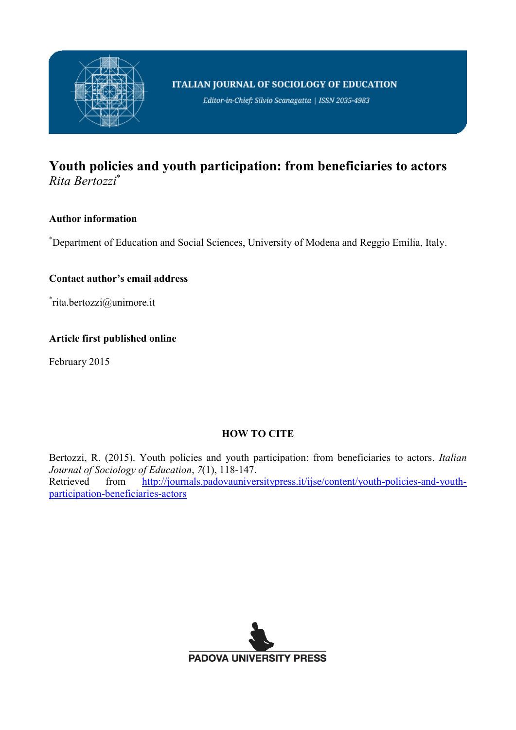ITALIAN JOURNAL OF SOCIOLOGY OF EDUCATION

*Editor-in-Chief: Silvio Scanagatta | ISSN 2035-4983*

# Youth policies and youth participation: from beneficiaries to actors

*Rita Bertozzi**

**Author information**

*Department of Education and Social Sciences, University of Modena and Reggio Emilia, Italy.

**Contact author's email address**

*rita.bertozzi@unimore.it

**Article first published online**

February 2015

**HOW TO CITE**

Bertozzi, R. (2015). Youth policies and youth participation: from beneficiaries to actors. *Italian Journal of Sociology of Education*, *7*(1), 118-147.
Retrieved from http://journals.padovauniversitypress.it/ijse/content/youth-policies-and-youth-participation-beneficiaries-actors

PADOVA UNIVERSITY PRESS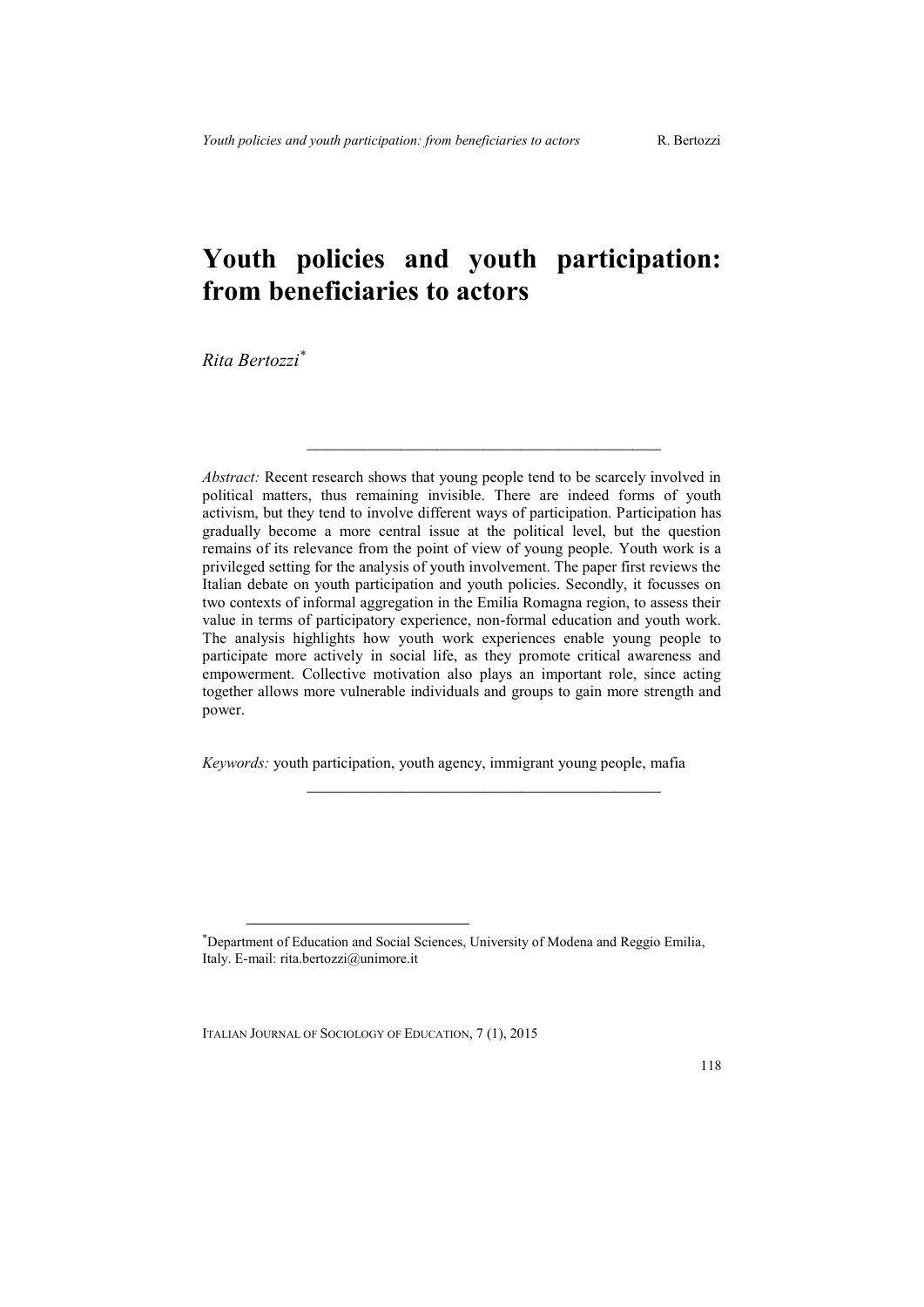# Youth policies and youth participation: from beneficiaries to actors

*Rita Bertozzi*[*]

---

*Abstract:* Recent research shows that young people tend to be scarcely involved in political matters, thus remaining invisible. There are indeed forms of youth activism, but they tend to involve different ways of participation. Participation has gradually become a more central issue at the political level, but the question remains of its relevance from the point of view of young people. Youth work is a privileged setting for the analysis of youth involvement. The paper first reviews the Italian debate on youth participation and youth policies. Secondly, it focusses on two contexts of informal aggregation in the Emilia Romagna region, to assess their value in terms of participatory experience, non-formal education and youth work. The analysis highlights how youth work experiences enable young people to participate more actively in social life, as they promote critical awareness and empowerment. Collective motivation also plays an important role, since acting together allows more vulnerable individuals and groups to gain more strength and power.

*Keywords:* youth participation, youth agency, immigrant young people, mafia

---

[*] Department of Education and Social Sciences, University of Modena and Reggio Emilia, Italy. E-mail: rita.bertozzi@unimore.it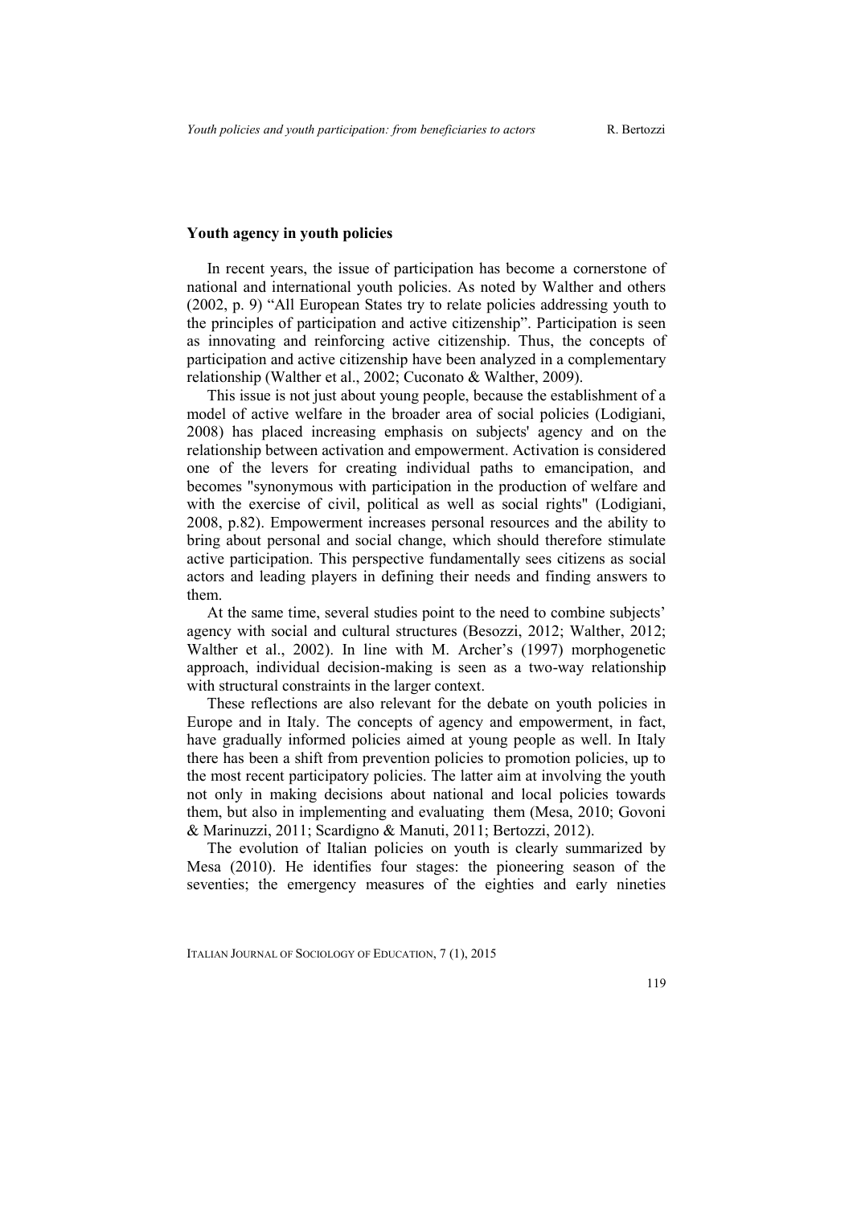## Youth agency in youth policies

In recent years, the issue of participation has become a cornerstone of national and international youth policies. As noted by Walther and others (2002, p. 9) "All European States try to relate policies addressing youth to the principles of participation and active citizenship". Participation is seen as innovating and reinforcing active citizenship. Thus, the concepts of participation and active citizenship have been analyzed in a complementary relationship (Walther et al., 2002; Cuconato & Walther, 2009).

This issue is not just about young people, because the establishment of a model of active welfare in the broader area of social policies (Lodigiani, 2008) has placed increasing emphasis on subjects' agency and on the relationship between activation and empowerment. Activation is considered one of the levers for creating individual paths to emancipation, and becomes "synonymous with participation in the production of welfare and with the exercise of civil, political as well as social rights" (Lodigiani, 2008, p.82). Empowerment increases personal resources and the ability to bring about personal and social change, which should therefore stimulate active participation. This perspective fundamentally sees citizens as social actors and leading players in defining their needs and finding answers to them.

At the same time, several studies point to the need to combine subjects' agency with social and cultural structures (Besozzi, 2012; Walther, 2012; Walther et al., 2002). In line with M. Archer's (1997) morphogenetic approach, individual decision-making is seen as a two-way relationship with structural constraints in the larger context.

These reflections are also relevant for the debate on youth policies in Europe and in Italy. The concepts of agency and empowerment, in fact, have gradually informed policies aimed at young people as well. In Italy there has been a shift from prevention policies to promotion policies, up to the most recent participatory policies. The latter aim at involving the youth not only in making decisions about national and local policies towards them, but also in implementing and evaluating them (Mesa, 2010; Govoni & Marinuzzi, 2011; Scardigno & Manuti, 2011; Bertozzi, 2012).

The evolution of Italian policies on youth is clearly summarized by Mesa (2010). He identifies four stages: the pioneering season of the seventies; the emergency measures of the eighties and early nineties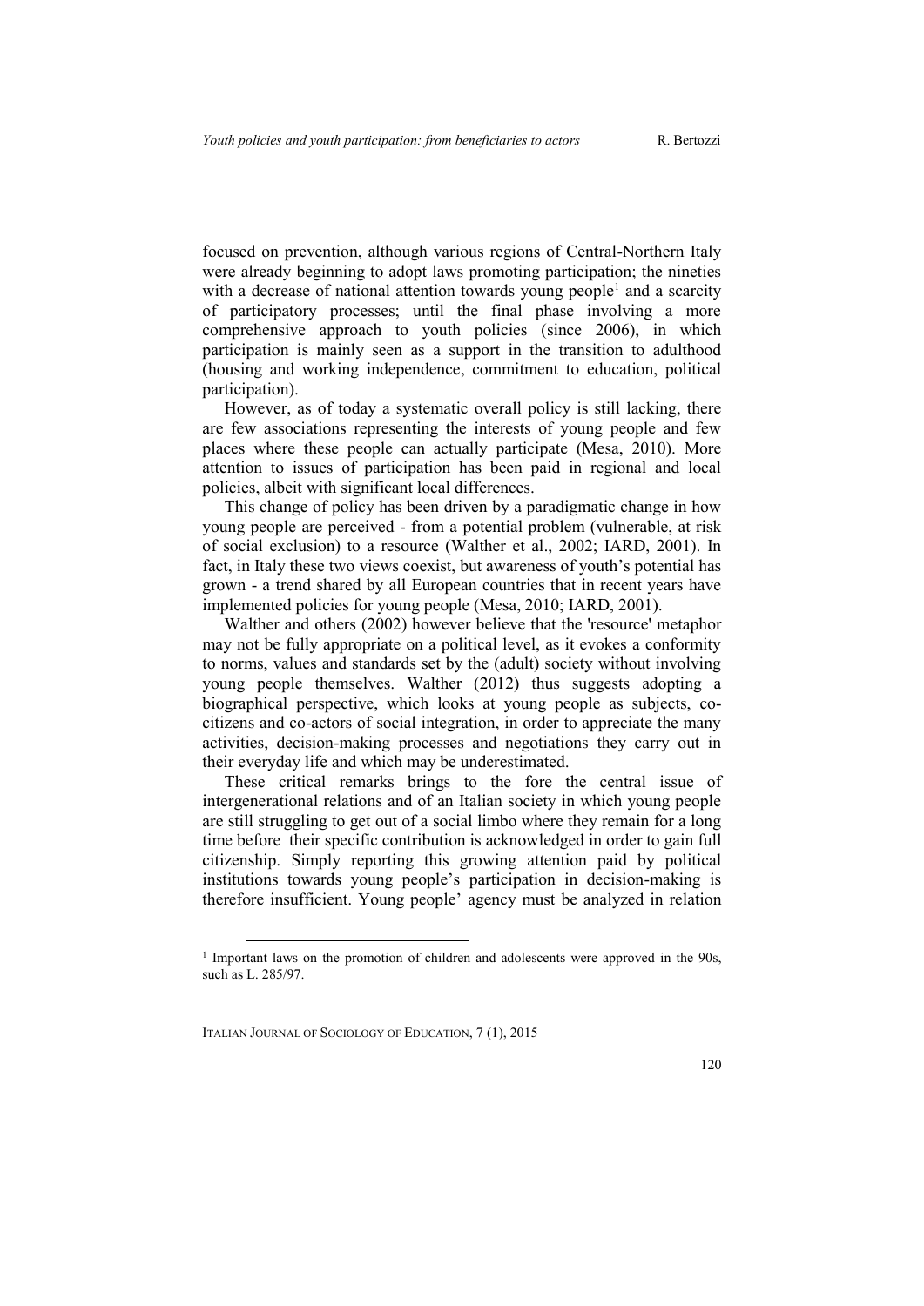focused on prevention, although various regions of Central-Northern Italy were already beginning to adopt laws promoting participation; the nineties with a decrease of national attention towards young people[1] and a scarcity of participatory processes; until the final phase involving a more comprehensive approach to youth policies (since 2006), in which participation is mainly seen as a support in the transition to adulthood (housing and working independence, commitment to education, political participation).

However, as of today a systematic overall policy is still lacking, there are few associations representing the interests of young people and few places where these people can actually participate (Mesa, 2010). More attention to issues of participation has been paid in regional and local policies, albeit with significant local differences.

This change of policy has been driven by a paradigmatic change in how young people are perceived - from a potential problem (vulnerable, at risk of social exclusion) to a resource (Walther et al., 2002; IARD, 2001). In fact, in Italy these two views coexist, but awareness of youth's potential has grown - a trend shared by all European countries that in recent years have implemented policies for young people (Mesa, 2010; IARD, 2001).

Walther and others (2002) however believe that the 'resource' metaphor may not be fully appropriate on a political level, as it evokes a conformity to norms, values and standards set by the (adult) society without involving young people themselves. Walther (2012) thus suggests adopting a biographical perspective, which looks at young people as subjects, co-citizens and co-actors of social integration, in order to appreciate the many activities, decision-making processes and negotiations they carry out in their everyday life and which may be underestimated.

These critical remarks brings to the fore the central issue of intergenerational relations and of an Italian society in which young people are still struggling to get out of a social limbo where they remain for a long time before their specific contribution is acknowledged in order to gain full citizenship. Simply reporting this growing attention paid by political institutions towards young people's participation in decision-making is therefore insufficient. Young people' agency must be analyzed in relation

[1] Important laws on the promotion of children and adolescents were approved in the 90s, such as L. 285/97.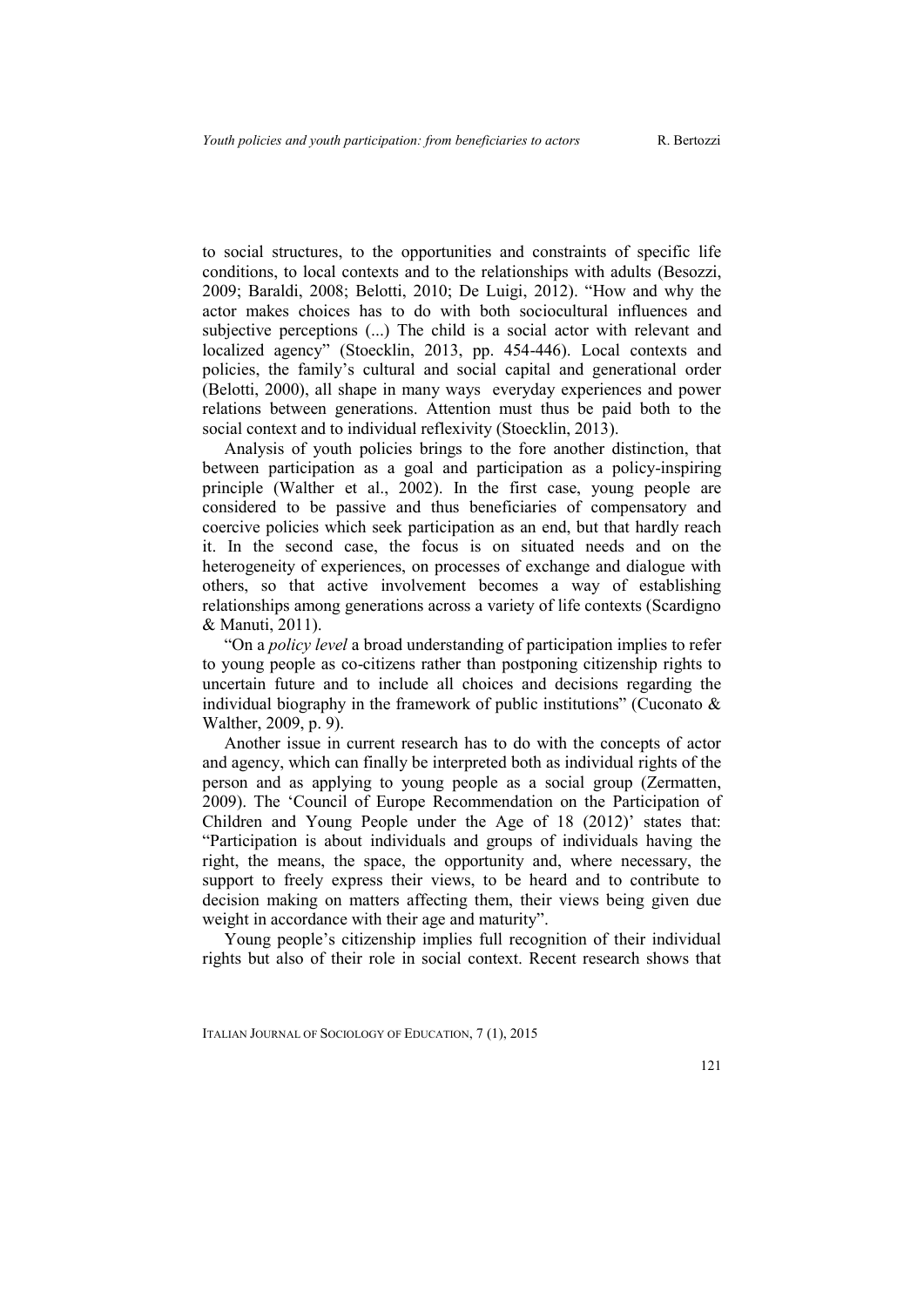to social structures, to the opportunities and constraints of specific life conditions, to local contexts and to the relationships with adults (Besozzi, 2009; Baraldi, 2008; Belotti, 2010; De Luigi, 2012). "How and why the actor makes choices has to do with both sociocultural influences and subjective perceptions (...) The child is a social actor with relevant and localized agency" (Stoecklin, 2013, pp. 454-446). Local contexts and policies, the family's cultural and social capital and generational order (Belotti, 2000), all shape in many ways everyday experiences and power relations between generations. Attention must thus be paid both to the social context and to individual reflexivity (Stoecklin, 2013).

Analysis of youth policies brings to the fore another distinction, that between participation as a goal and participation as a policy-inspiring principle (Walther et al., 2002). In the first case, young people are considered to be passive and thus beneficiaries of compensatory and coercive policies which seek participation as an end, but that hardly reach it. In the second case, the focus is on situated needs and on the heterogeneity of experiences, on processes of exchange and dialogue with others, so that active involvement becomes a way of establishing relationships among generations across a variety of life contexts (Scardigno & Manuti, 2011).

"On a *policy level* a broad understanding of participation implies to refer to young people as co-citizens rather than postponing citizenship rights to uncertain future and to include all choices and decisions regarding the individual biography in the framework of public institutions" (Cuconato & Walther, 2009, p. 9).

Another issue in current research has to do with the concepts of actor and agency, which can finally be interpreted both as individual rights of the person and as applying to young people as a social group (Zermatten, 2009). The 'Council of Europe Recommendation on the Participation of Children and Young People under the Age of 18 (2012)' states that: "Participation is about individuals and groups of individuals having the right, the means, the space, the opportunity and, where necessary, the support to freely express their views, to be heard and to contribute to decision making on matters affecting them, their views being given due weight in accordance with their age and maturity".

Young people's citizenship implies full recognition of their individual rights but also of their role in social context. Recent research shows that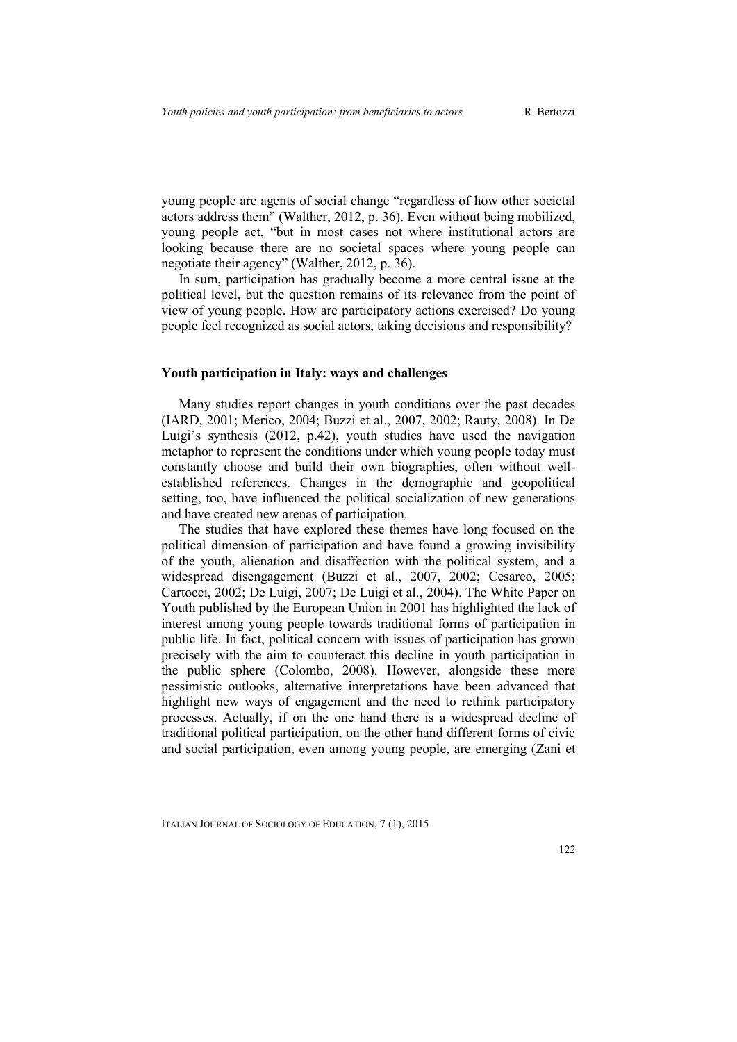young people are agents of social change "regardless of how other societal actors address them" (Walther, 2012, p. 36). Even without being mobilized, young people act, "but in most cases not where institutional actors are looking because there are no societal spaces where young people can negotiate their agency" (Walther, 2012, p. 36).

In sum, participation has gradually become a more central issue at the political level, but the question remains of its relevance from the point of view of young people. How are participatory actions exercised? Do young people feel recognized as social actors, taking decisions and responsibility?

## Youth participation in Italy: ways and challenges

Many studies report changes in youth conditions over the past decades (IARD, 2001; Merico, 2004; Buzzi et al., 2007, 2002; Rauty, 2008). In De Luigi's synthesis (2012, p.42), youth studies have used the navigation metaphor to represent the conditions under which young people today must constantly choose and build their own biographies, often without well-established references. Changes in the demographic and geopolitical setting, too, have influenced the political socialization of new generations and have created new arenas of participation.

The studies that have explored these themes have long focused on the political dimension of participation and have found a growing invisibility of the youth, alienation and disaffection with the political system, and a widespread disengagement (Buzzi et al., 2007, 2002; Cesareo, 2005; Cartocci, 2002; De Luigi, 2007; De Luigi et al., 2004). The White Paper on Youth published by the European Union in 2001 has highlighted the lack of interest among young people towards traditional forms of participation in public life. In fact, political concern with issues of participation has grown precisely with the aim to counteract this decline in youth participation in the public sphere (Colombo, 2008). However, alongside these more pessimistic outlooks, alternative interpretations have been advanced that highlight new ways of engagement and the need to rethink participatory processes. Actually, if on the one hand there is a widespread decline of traditional political participation, on the other hand different forms of civic and social participation, even among young people, are emerging (Zani et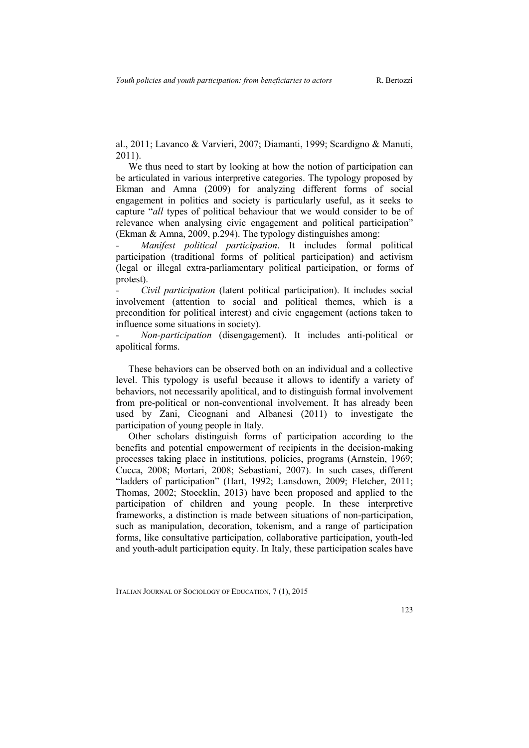al., 2011; Lavanco & Varvieri, 2007; Diamanti, 1999; Scardigno & Manuti, 2011).

We thus need to start by looking at how the notion of participation can be articulated in various interpretive categories. The typology proposed by Ekman and Amna (2009) for analyzing different forms of social engagement in politics and society is particularly useful, as it seeks to capture "*all* types of political behaviour that we would consider to be of relevance when analysing civic engagement and political participation" (Ekman & Amna, 2009, p.294). The typology distinguishes among:

- *Manifest political participation*. It includes formal political participation (traditional forms of political participation) and activism (legal or illegal extra-parliamentary political participation, or forms of protest).
- *Civil participation* (latent political participation). It includes social involvement (attention to social and political themes, which is a precondition for political interest) and civic engagement (actions taken to influence some situations in society).
- *Non-participation* (disengagement). It includes anti-political or apolitical forms.

These behaviors can be observed both on an individual and a collective level. This typology is useful because it allows to identify a variety of behaviors, not necessarily apolitical, and to distinguish formal involvement from pre-political or non-conventional involvement. It has already been used by Zani, Cicognani and Albanesi (2011) to investigate the participation of young people in Italy.

Other scholars distinguish forms of participation according to the benefits and potential empowerment of recipients in the decision-making processes taking place in institutions, policies, programs (Arnstein, 1969; Cucca, 2008; Mortari, 2008; Sebastiani, 2007). In such cases, different "ladders of participation" (Hart, 1992; Lansdown, 2009; Fletcher, 2011; Thomas, 2002; Stoecklin, 2013) have been proposed and applied to the participation of children and young people. In these interpretive frameworks, a distinction is made between situations of non-participation, such as manipulation, decoration, tokenism, and a range of participation forms, like consultative participation, collaborative participation, youth-led and youth-adult participation equity. In Italy, these participation scales have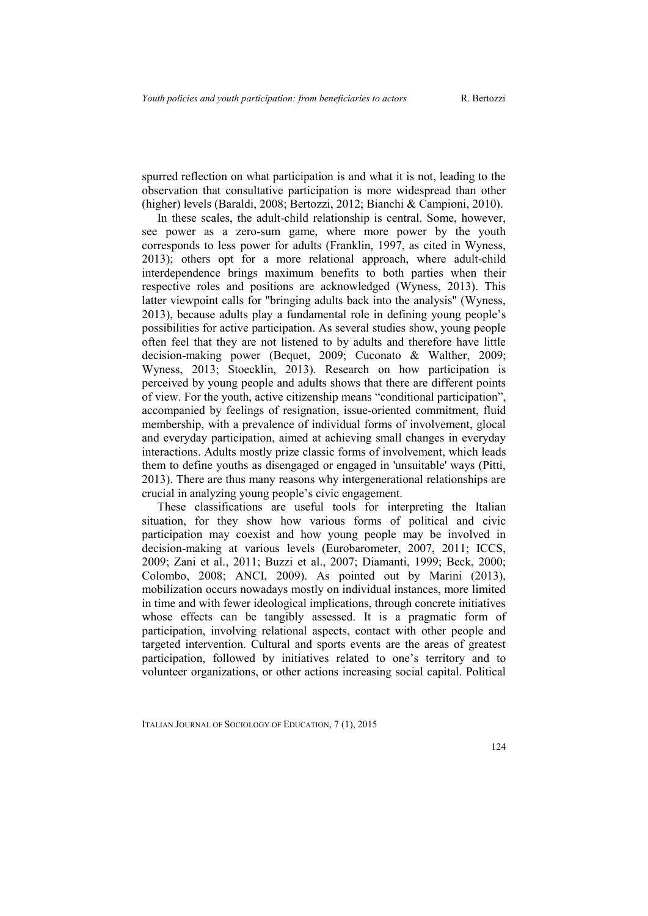spurred reflection on what participation is and what it is not, leading to the observation that consultative participation is more widespread than other (higher) levels (Baraldi, 2008; Bertozzi, 2012; Bianchi & Campioni, 2010).

In these scales, the adult-child relationship is central. Some, however, see power as a zero-sum game, where more power by the youth corresponds to less power for adults (Franklin, 1997, as cited in Wyness, 2013); others opt for a more relational approach, where adult-child interdependence brings maximum benefits to both parties when their respective roles and positions are acknowledged (Wyness, 2013). This latter viewpoint calls for "bringing adults back into the analysis" (Wyness, 2013), because adults play a fundamental role in defining young people's possibilities for active participation. As several studies show, young people often feel that they are not listened to by adults and therefore have little decision-making power (Bequet, 2009; Cuconato & Walther, 2009; Wyness, 2013; Stoecklin, 2013). Research on how participation is perceived by young people and adults shows that there are different points of view. For the youth, active citizenship means "conditional participation", accompanied by feelings of resignation, issue-oriented commitment, fluid membership, with a prevalence of individual forms of involvement, glocal and everyday participation, aimed at achieving small changes in everyday interactions. Adults mostly prize classic forms of involvement, which leads them to define youths as disengaged or engaged in 'unsuitable' ways (Pitti, 2013). There are thus many reasons why intergenerational relationships are crucial in analyzing young people's civic engagement.

These classifications are useful tools for interpreting the Italian situation, for they show how various forms of political and civic participation may coexist and how young people may be involved in decision-making at various levels (Eurobarometer, 2007, 2011; ICCS, 2009; Zani et al., 2011; Buzzi et al., 2007; Diamanti, 1999; Beck, 2000; Colombo, 2008; ANCI, 2009). As pointed out by Marini (2013), mobilization occurs nowadays mostly on individual instances, more limited in time and with fewer ideological implications, through concrete initiatives whose effects can be tangibly assessed. It is a pragmatic form of participation, involving relational aspects, contact with other people and targeted intervention. Cultural and sports events are the areas of greatest participation, followed by initiatives related to one's territory and to volunteer organizations, or other actions increasing social capital. Political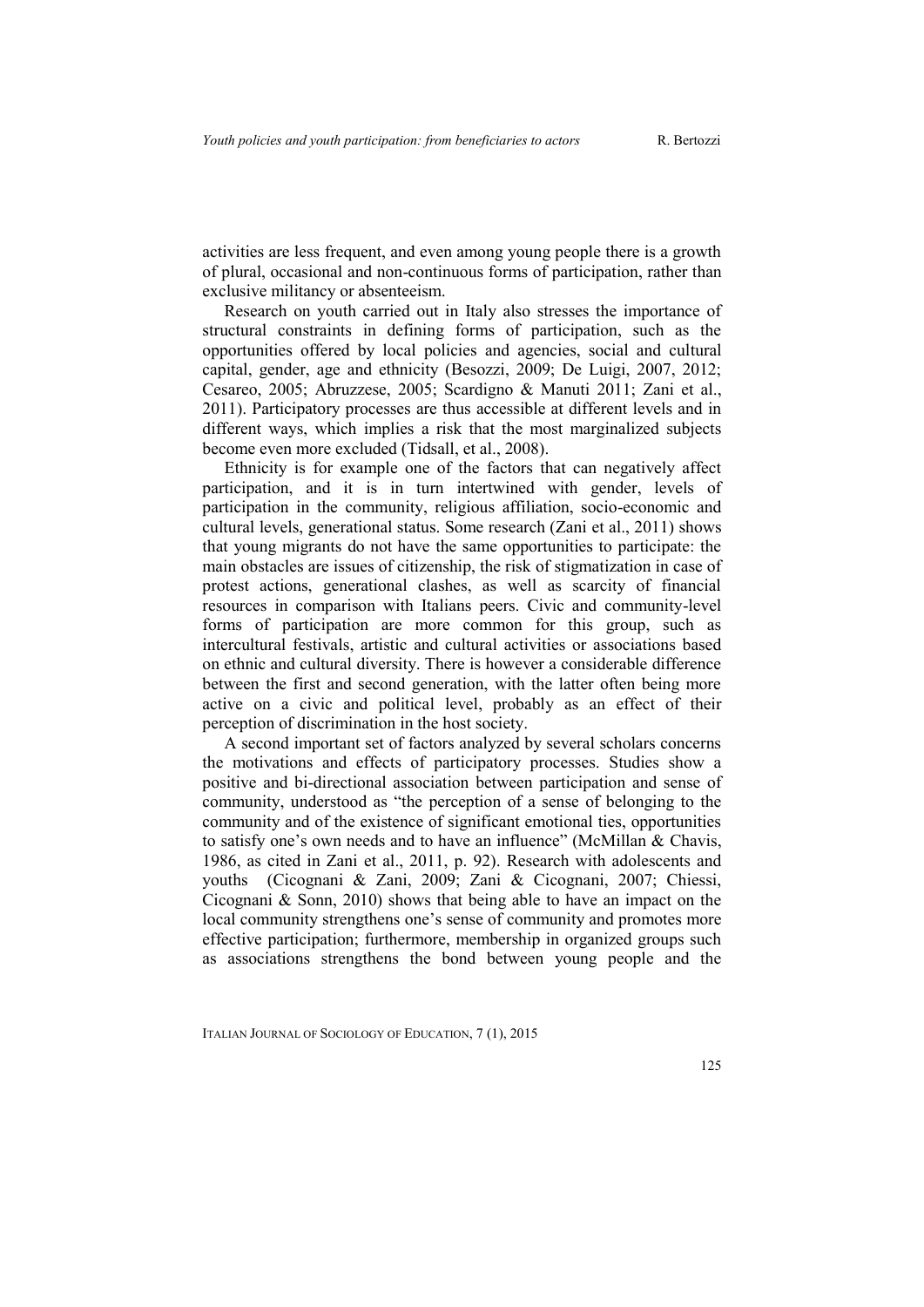activities are less frequent, and even among young people there is a growth of plural, occasional and non-continuous forms of participation, rather than exclusive militancy or absenteeism.

Research on youth carried out in Italy also stresses the importance of structural constraints in defining forms of participation, such as the opportunities offered by local policies and agencies, social and cultural capital, gender, age and ethnicity (Besozzi, 2009; De Luigi, 2007, 2012; Cesareo, 2005; Abruzzese, 2005; Scardigno & Manuti 2011; Zani et al., 2011). Participatory processes are thus accessible at different levels and in different ways, which implies a risk that the most marginalized subjects become even more excluded (Tidsall, et al., 2008).

Ethnicity is for example one of the factors that can negatively affect participation, and it is in turn intertwined with gender, levels of participation in the community, religious affiliation, socio-economic and cultural levels, generational status. Some research (Zani et al., 2011) shows that young migrants do not have the same opportunities to participate: the main obstacles are issues of citizenship, the risk of stigmatization in case of protest actions, generational clashes, as well as scarcity of financial resources in comparison with Italians peers. Civic and community-level forms of participation are more common for this group, such as intercultural festivals, artistic and cultural activities or associations based on ethnic and cultural diversity. There is however a considerable difference between the first and second generation, with the latter often being more active on a civic and political level, probably as an effect of their perception of discrimination in the host society.

A second important set of factors analyzed by several scholars concerns the motivations and effects of participatory processes. Studies show a positive and bi-directional association between participation and sense of community, understood as "the perception of a sense of belonging to the community and of the existence of significant emotional ties, opportunities to satisfy one's own needs and to have an influence" (McMillan & Chavis, 1986, as cited in Zani et al., 2011, p. 92). Research with adolescents and youths (Cicognani & Zani, 2009; Zani & Cicognani, 2007; Chiessi, Cicognani & Sonn, 2010) shows that being able to have an impact on the local community strengthens one's sense of community and promotes more effective participation; furthermore, membership in organized groups such as associations strengthens the bond between young people and the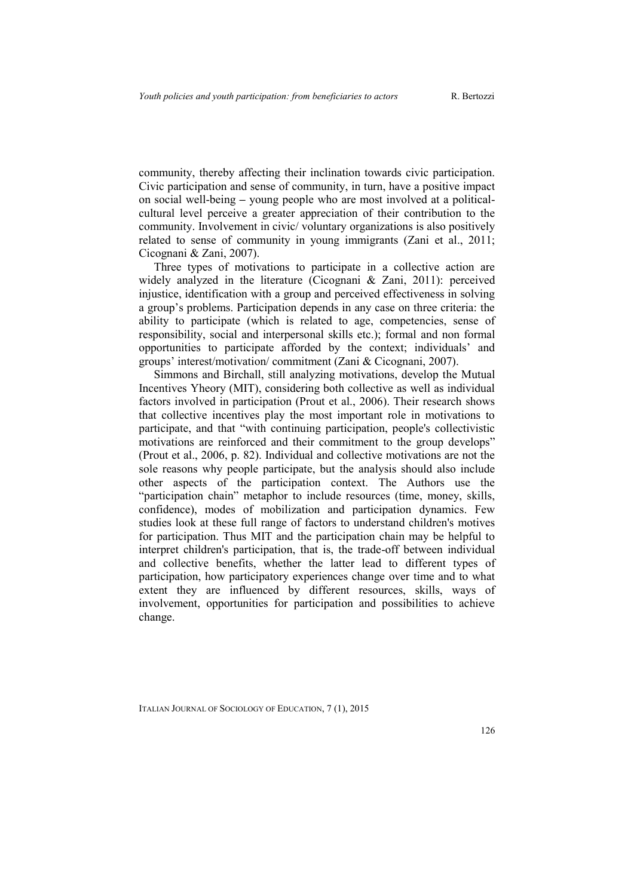community, thereby affecting their inclination towards civic participation. Civic participation and sense of community, in turn, have a positive impact on social well-being – young people who are most involved at a political-cultural level perceive a greater appreciation of their contribution to the community. Involvement in civic/ voluntary organizations is also positively related to sense of community in young immigrants (Zani et al., 2011; Cicognani & Zani, 2007).

Three types of motivations to participate in a collective action are widely analyzed in the literature (Cicognani & Zani, 2011): perceived injustice, identification with a group and perceived effectiveness in solving a group's problems. Participation depends in any case on three criteria: the ability to participate (which is related to age, competencies, sense of responsibility, social and interpersonal skills etc.); formal and non formal opportunities to participate afforded by the context; individuals' and groups' interest/motivation/ commitment (Zani & Cicognani, 2007).

Simmons and Birchall, still analyzing motivations, develop the Mutual Incentives Yheory (MIT), considering both collective as well as individual factors involved in participation (Prout et al., 2006). Their research shows that collective incentives play the most important role in motivations to participate, and that "with continuing participation, people's collectivistic motivations are reinforced and their commitment to the group develops" (Prout et al., 2006, p. 82). Individual and collective motivations are not the sole reasons why people participate, but the analysis should also include other aspects of the participation context. The Authors use the "participation chain" metaphor to include resources (time, money, skills, confidence), modes of mobilization and participation dynamics. Few studies look at these full range of factors to understand children's motives for participation. Thus MIT and the participation chain may be helpful to interpret children's participation, that is, the trade-off between individual and collective benefits, whether the latter lead to different types of participation, how participatory experiences change over time and to what extent they are influenced by different resources, skills, ways of involvement, opportunities for participation and possibilities to achieve change.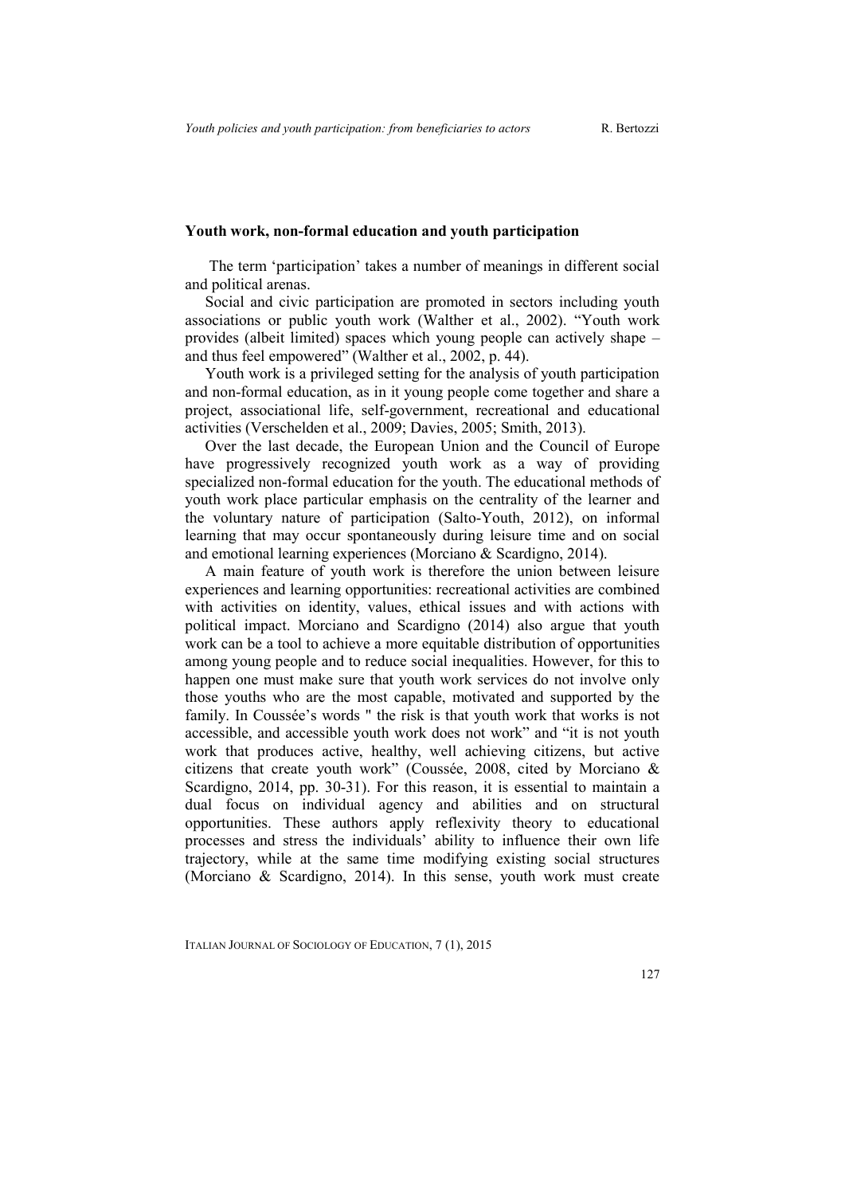### Youth work, non-formal education and youth participation

The term 'participation' takes a number of meanings in different social and political arenas.

Social and civic participation are promoted in sectors including youth associations or public youth work (Walther et al., 2002). "Youth work provides (albeit limited) spaces which young people can actively shape – and thus feel empowered" (Walther et al., 2002, p. 44).

Youth work is a privileged setting for the analysis of youth participation and non-formal education, as in it young people come together and share a project, associational life, self-government, recreational and educational activities (Verschelden et al., 2009; Davies, 2005; Smith, 2013).

Over the last decade, the European Union and the Council of Europe have progressively recognized youth work as a way of providing specialized non-formal education for the youth. The educational methods of youth work place particular emphasis on the centrality of the learner and the voluntary nature of participation (Salto-Youth, 2012), on informal learning that may occur spontaneously during leisure time and on social and emotional learning experiences (Morciano & Scardigno, 2014).

A main feature of youth work is therefore the union between leisure experiences and learning opportunities: recreational activities are combined with activities on identity, values, ethical issues and with actions with political impact. Morciano and Scardigno (2014) also argue that youth work can be a tool to achieve a more equitable distribution of opportunities among young people and to reduce social inequalities. However, for this to happen one must make sure that youth work services do not involve only those youths who are the most capable, motivated and supported by the family. In Coussée's words " the risk is that youth work that works is not accessible, and accessible youth work does not work" and "it is not youth work that produces active, healthy, well achieving citizens, but active citizens that create youth work" (Coussée, 2008, cited by Morciano & Scardigno, 2014, pp. 30-31). For this reason, it is essential to maintain a dual focus on individual agency and abilities and on structural opportunities. These authors apply reflexivity theory to educational processes and stress the individuals' ability to influence their own life trajectory, while at the same time modifying existing social structures (Morciano & Scardigno, 2014). In this sense, youth work must create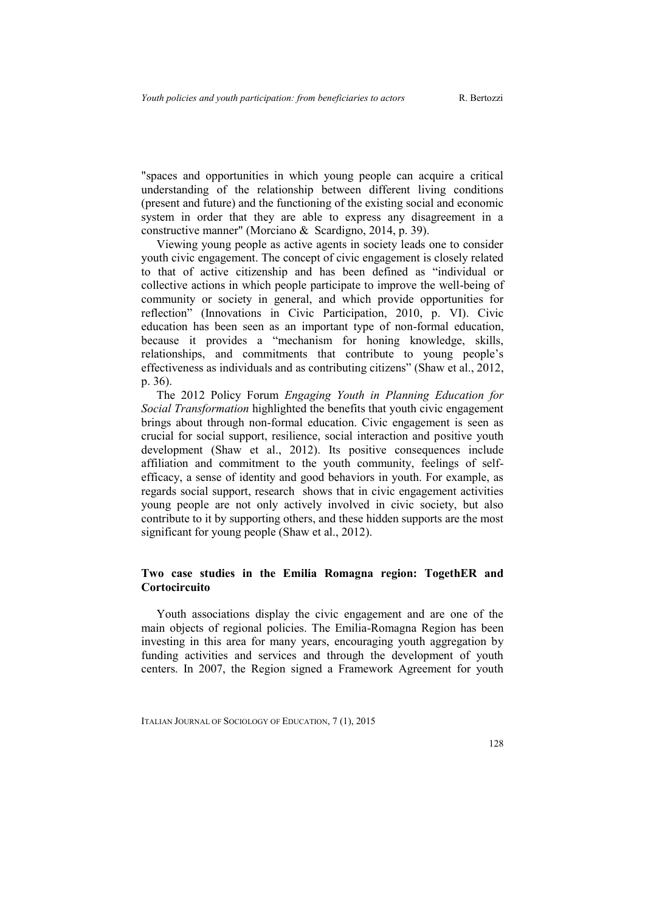"spaces and opportunities in which young people can acquire a critical understanding of the relationship between different living conditions (present and future) and the functioning of the existing social and economic system in order that they are able to express any disagreement in a constructive manner" (Morciano & Scardigno, 2014, p. 39).

Viewing young people as active agents in society leads one to consider youth civic engagement. The concept of civic engagement is closely related to that of active citizenship and has been defined as "individual or collective actions in which people participate to improve the well-being of community or society in general, and which provide opportunities for reflection" (Innovations in Civic Participation, 2010, p. VI). Civic education has been seen as an important type of non-formal education, because it provides a "mechanism for honing knowledge, skills, relationships, and commitments that contribute to young people's effectiveness as individuals and as contributing citizens" (Shaw et al., 2012, p. 36).

The 2012 Policy Forum *Engaging Youth in Planning Education for Social Transformation* highlighted the benefits that youth civic engagement brings about through non-formal education. Civic engagement is seen as crucial for social support, resilience, social interaction and positive youth development (Shaw et al., 2012). Its positive consequences include affiliation and commitment to the youth community, feelings of self-efficacy, a sense of identity and good behaviors in youth. For example, as regards social support, research shows that in civic engagement activities young people are not only actively involved in civic society, but also contribute to it by supporting others, and these hidden supports are the most significant for young people (Shaw et al., 2012).

## Two case studies in the Emilia Romagna region: TogethER and Cortocircuito

Youth associations display the civic engagement and are one of the main objects of regional policies. The Emilia-Romagna Region has been investing in this area for many years, encouraging youth aggregation by funding activities and services and through the development of youth centers. In 2007, the Region signed a Framework Agreement for youth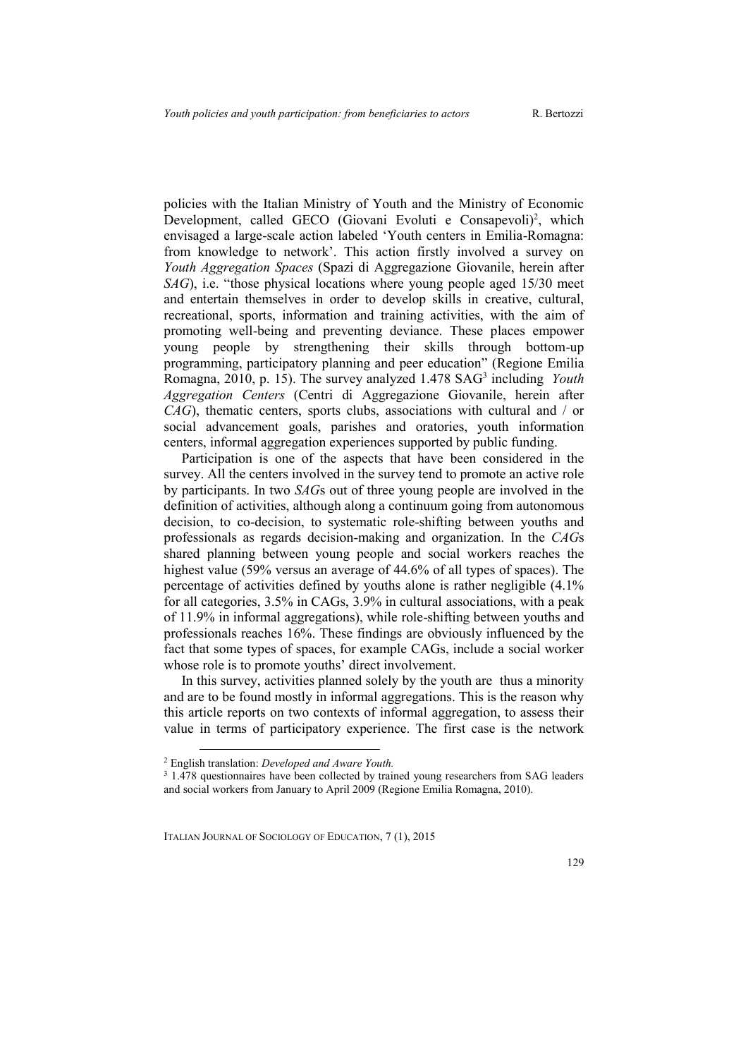policies with the Italian Ministry of Youth and the Ministry of Economic Development, called GECO (Giovani Evoluti e Consapevoli)[2], which envisaged a large-scale action labeled 'Youth centers in Emilia-Romagna: from knowledge to network'. This action firstly involved a survey on *Youth Aggregation Spaces* (Spazi di Aggregazione Giovanile, herein after *SAG*), i.e. "those physical locations where young people aged 15/30 meet and entertain themselves in order to develop skills in creative, cultural, recreational, sports, information and training activities, with the aim of promoting well-being and preventing deviance. These places empower young people by strengthening their skills through bottom-up programming, participatory planning and peer education" (Regione Emilia Romagna, 2010, p. 15). The survey analyzed 1.478 SAG[3] including *Youth Aggregation Centers* (Centri di Aggregazione Giovanile, herein after *CAG*), thematic centers, sports clubs, associations with cultural and / or social advancement goals, parishes and oratories, youth information centers, informal aggregation experiences supported by public funding.

Participation is one of the aspects that have been considered in the survey. All the centers involved in the survey tend to promote an active role by participants. In two *SAG*s out of three young people are involved in the definition of activities, although along a continuum going from autonomous decision, to co-decision, to systematic role-shifting between youths and professionals as regards decision-making and organization. In the *CAG*s shared planning between young people and social workers reaches the highest value (59% versus an average of 44.6% of all types of spaces). The percentage of activities defined by youths alone is rather negligible (4.1% for all categories, 3.5% in CAGs, 3.9% in cultural associations, with a peak of 11.9% in informal aggregations), while role-shifting between youths and professionals reaches 16%. These findings are obviously influenced by the fact that some types of spaces, for example CAGs, include a social worker whose role is to promote youths' direct involvement.

In this survey, activities planned solely by the youth are thus a minority and are to be found mostly in informal aggregations. This is the reason why this article reports on two contexts of informal aggregation, to assess their value in terms of participatory experience. The first case is the network

---

[2] English translation: *Developed and Aware Youth.*

[3] 1.478 questionnaires have been collected by trained young researchers from SAG leaders and social workers from January to April 2009 (Regione Emilia Romagna, 2010).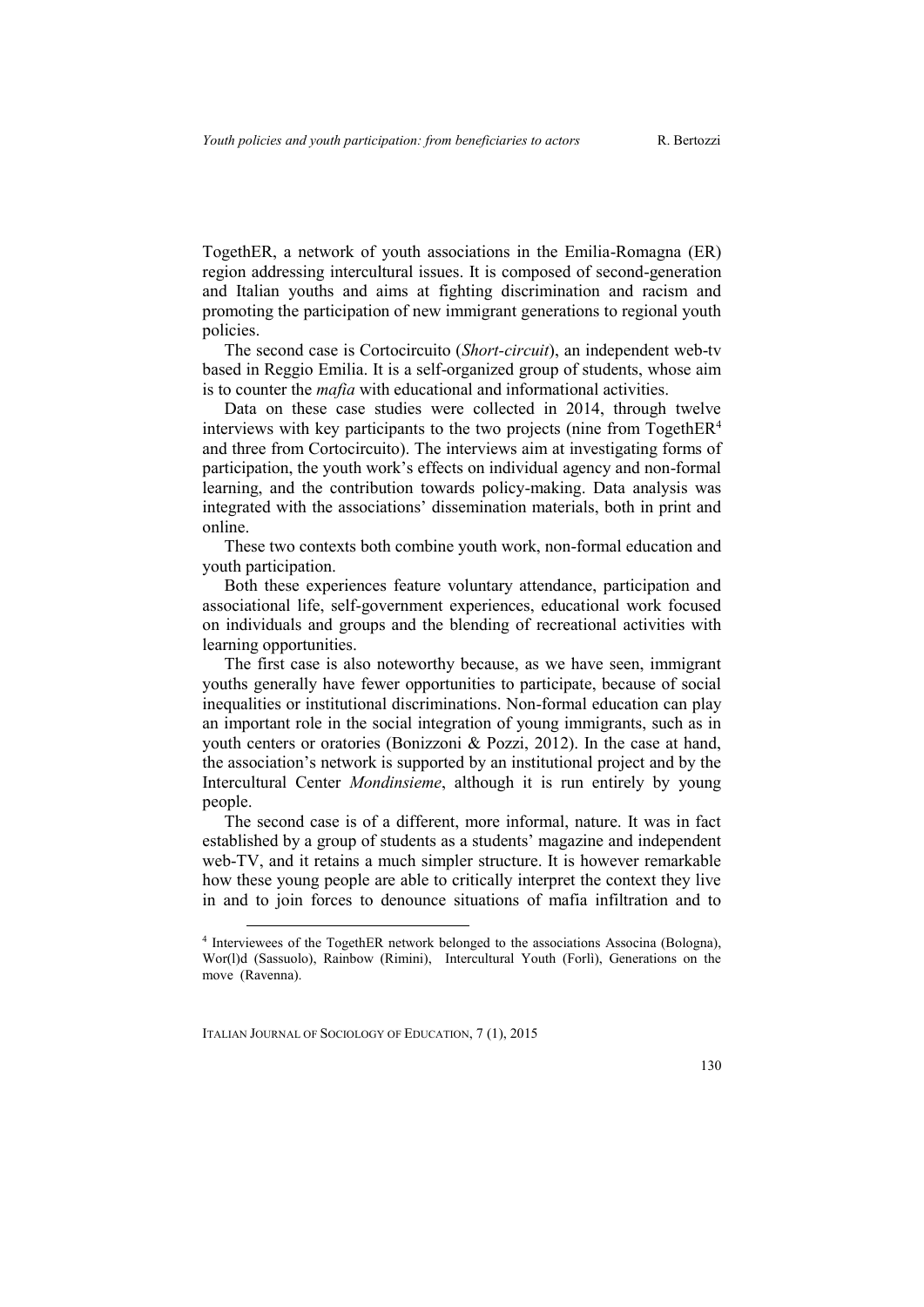TogethER, a network of youth associations in the Emilia-Romagna (ER) region addressing intercultural issues. It is composed of second-generation and Italian youths and aims at fighting discrimination and racism and promoting the participation of new immigrant generations to regional youth policies.

The second case is Cortocircuito (*Short-circuit*), an independent web-tv based in Reggio Emilia. It is a self-organized group of students, whose aim is to counter the *mafia* with educational and informational activities.

Data on these case studies were collected in 2014, through twelve interviews with key participants to the two projects (nine from TogethER[4] and three from Cortocircuito). The interviews aim at investigating forms of participation, the youth work's effects on individual agency and non-formal learning, and the contribution towards policy-making. Data analysis was integrated with the associations' dissemination materials, both in print and online.

These two contexts both combine youth work, non-formal education and youth participation.

Both these experiences feature voluntary attendance, participation and associational life, self-government experiences, educational work focused on individuals and groups and the blending of recreational activities with learning opportunities.

The first case is also noteworthy because, as we have seen, immigrant youths generally have fewer opportunities to participate, because of social inequalities or institutional discriminations. Non-formal education can play an important role in the social integration of young immigrants, such as in youth centers or oratories (Bonizzoni & Pozzi, 2012). In the case at hand, the association's network is supported by an institutional project and by the Intercultural Center *Mondinsieme*, although it is run entirely by young people.

The second case is of a different, more informal, nature. It was in fact established by a group of students as a students' magazine and independent web-TV, and it retains a much simpler structure. It is however remarkable how these young people are able to critically interpret the context they live in and to join forces to denounce situations of mafia infiltration and to

[4] Interviewees of the TogethER network belonged to the associations Associna (Bologna), Wor(l)d (Sassuolo), Rainbow (Rimini), Intercultural Youth (Forlì), Generations on the move (Ravenna).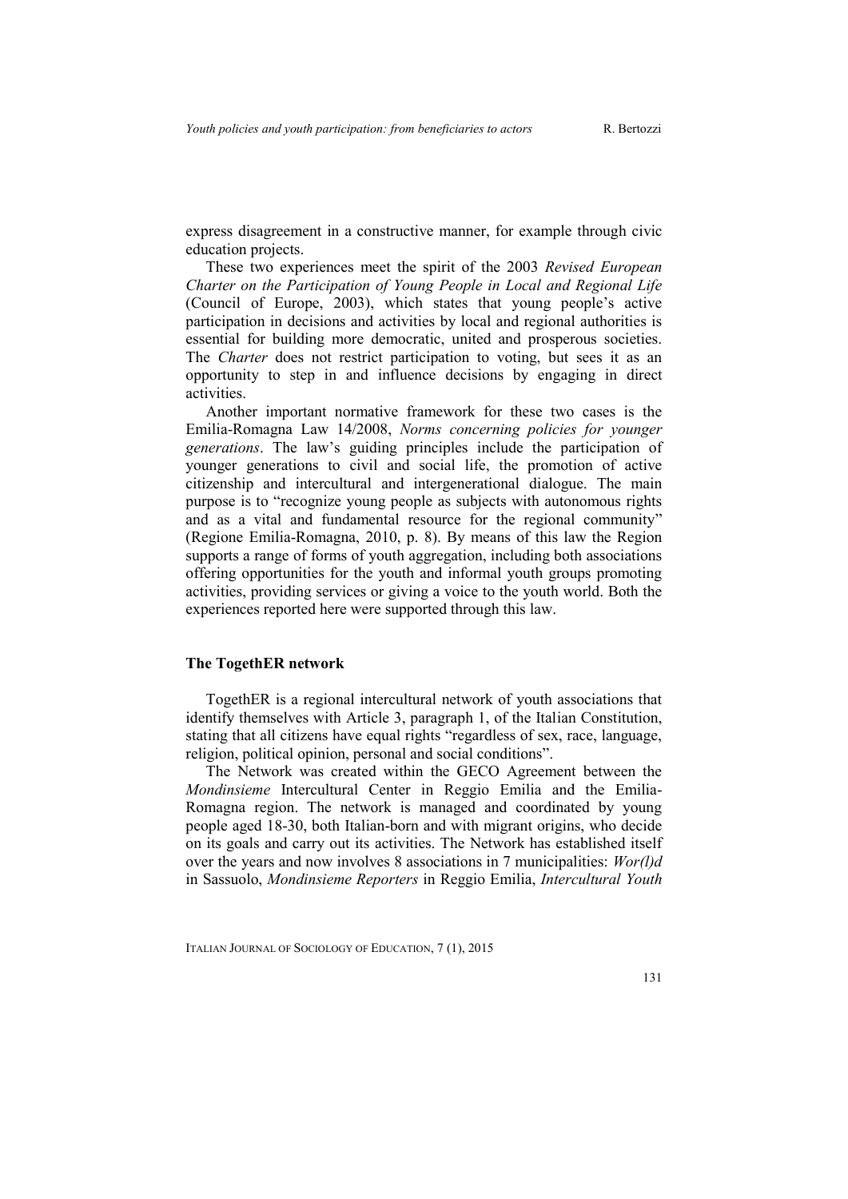express disagreement in a constructive manner, for example through civic education projects.

These two experiences meet the spirit of the 2003 *Revised European Charter on the Participation of Young People in Local and Regional Life* (Council of Europe, 2003), which states that young people's active participation in decisions and activities by local and regional authorities is essential for building more democratic, united and prosperous societies. The *Charter* does not restrict participation to voting, but sees it as an opportunity to step in and influence decisions by engaging in direct activities.

Another important normative framework for these two cases is the Emilia-Romagna Law 14/2008, *Norms concerning policies for younger generations*. The law's guiding principles include the participation of younger generations to civil and social life, the promotion of active citizenship and intercultural and intergenerational dialogue. The main purpose is to "recognize young people as subjects with autonomous rights and as a vital and fundamental resource for the regional community" (Regione Emilia-Romagna, 2010, p. 8). By means of this law the Region supports a range of forms of youth aggregation, including both associations offering opportunities for the youth and informal youth groups promoting activities, providing services or giving a voice to the youth world. Both the experiences reported here were supported through this law.

### The TogethER network

TogethER is a regional intercultural network of youth associations that identify themselves with Article 3, paragraph 1, of the Italian Constitution, stating that all citizens have equal rights "regardless of sex, race, language, religion, political opinion, personal and social conditions".

The Network was created within the GECO Agreement between the *Mondinsieme* Intercultural Center in Reggio Emilia and the Emilia-Romagna region. The network is managed and coordinated by young people aged 18-30, both Italian-born and with migrant origins, who decide on its goals and carry out its activities. The Network has established itself over the years and now involves 8 associations in 7 municipalities: *Wor(l)d* in Sassuolo, *Mondinsieme Reporters* in Reggio Emilia, *Intercultural Youth*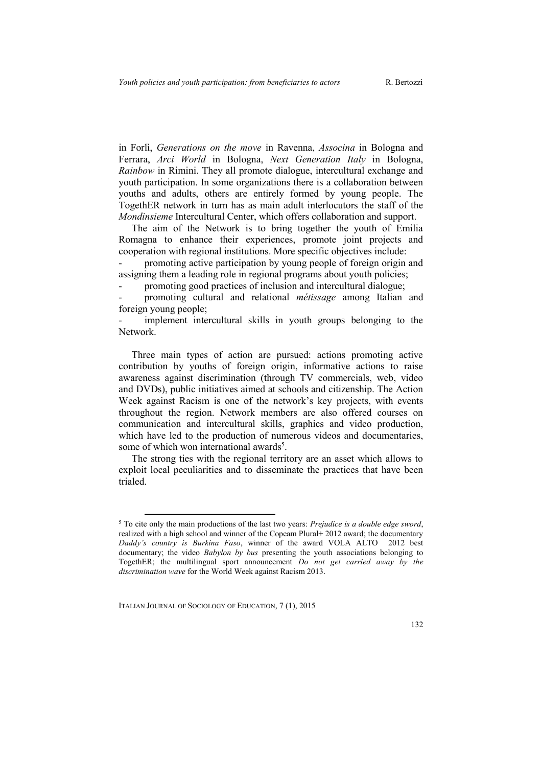in Forlì, *Generations on the move* in Ravenna, *Associna* in Bologna and Ferrara, *Arci World* in Bologna, *Next Generation Italy* in Bologna, *Rainbow* in Rimini. They all promote dialogue, intercultural exchange and youth participation. In some organizations there is a collaboration between youths and adults, others are entirely formed by young people. The TogethER network in turn has as main adult interlocutors the staff of the *Mondinsieme* Intercultural Center, which offers collaboration and support.

The aim of the Network is to bring together the youth of Emilia Romagna to enhance their experiences, promote joint projects and cooperation with regional institutions. More specific objectives include:

- promoting active participation by young people of foreign origin and assigning them a leading role in regional programs about youth policies;
- promoting good practices of inclusion and intercultural dialogue;
- promoting cultural and relational *métissage* among Italian and foreign young people;
- implement intercultural skills in youth groups belonging to the Network.

Three main types of action are pursued: actions promoting active contribution by youths of foreign origin, informative actions to raise awareness against discrimination (through TV commercials, web, video and DVDs), public initiatives aimed at schools and citizenship. The Action Week against Racism is one of the network's key projects, with events throughout the region. Network members are also offered courses on communication and intercultural skills, graphics and video production, which have led to the production of numerous videos and documentaries, some of which won international awards[5].

The strong ties with the regional territory are an asset which allows to exploit local peculiarities and to disseminate the practices that have been trialed.

---

[5] To cite only the main productions of the last two years: *Prejudice is a double edge sword*, realized with a high school and winner of the Copeam Plural+ 2012 award; the documentary *Daddy's country is Burkina Faso*, winner of the award VOLA ALTO 2012 best documentary; the video *Babylon by bus* presenting the youth associations belonging to TogethER; the multilingual sport announcement *Do not get carried away by the discrimination wave* for the World Week against Racism 2013.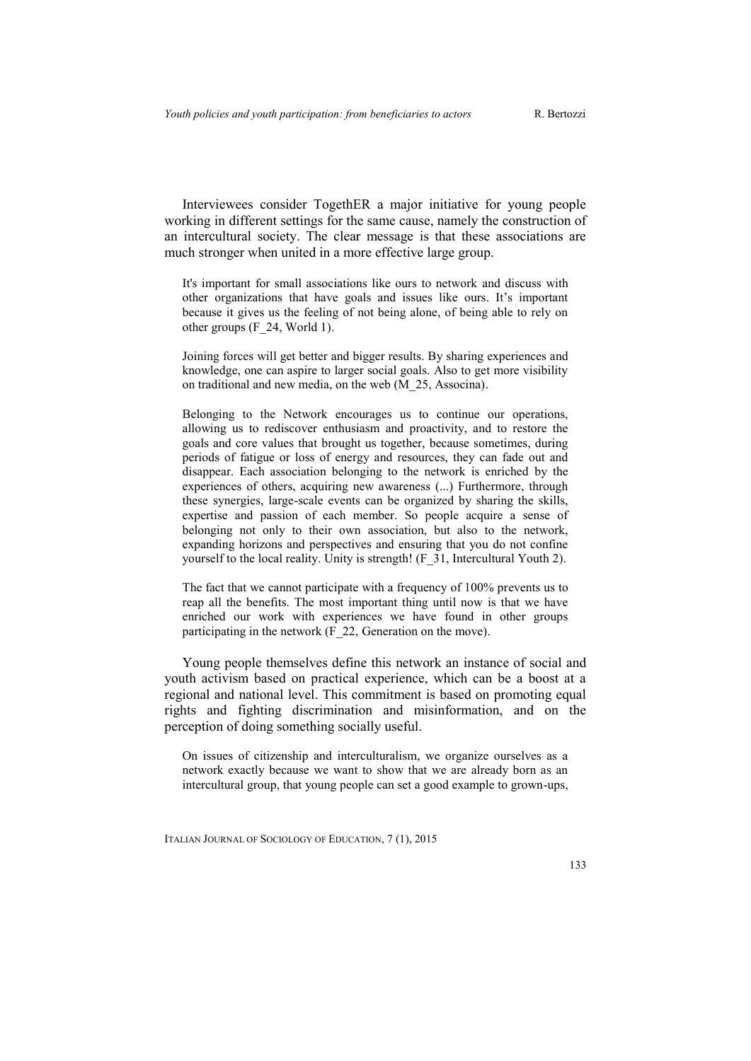Interviewees consider TogethER a major initiative for young people working in different settings for the same cause, namely the construction of an intercultural society. The clear message is that these associations are much stronger when united in a more effective large group.

> It's important for small associations like ours to network and discuss with other organizations that have goals and issues like ours. It's important because it gives us the feeling of not being alone, of being able to rely on other groups (F_24, World 1).

> Joining forces will get better and bigger results. By sharing experiences and knowledge, one can aspire to larger social goals. Also to get more visibility on traditional and new media, on the web (M_25, Associna).

> Belonging to the Network encourages us to continue our operations, allowing us to rediscover enthusiasm and proactivity, and to restore the goals and core values that brought us together, because sometimes, during periods of fatigue or loss of energy and resources, they can fade out and disappear. Each association belonging to the network is enriched by the experiences of others, acquiring new awareness (...) Furthermore, through these synergies, large-scale events can be organized by sharing the skills, expertise and passion of each member. So people acquire a sense of belonging not only to their own association, but also to the network, expanding horizons and perspectives and ensuring that you do not confine yourself to the local reality. Unity is strength! (F_31, Intercultural Youth 2).

> The fact that we cannot participate with a frequency of 100% prevents us to reap all the benefits. The most important thing until now is that we have enriched our work with experiences we have found in other groups participating in the network (F_22, Generation on the move).

Young people themselves define this network an instance of social and youth activism based on practical experience, which can be a boost at a regional and national level. This commitment is based on promoting equal rights and fighting discrimination and misinformation, and on the perception of doing something socially useful.

> On issues of citizenship and interculturalism, we organize ourselves as a network exactly because we want to show that we are already born as an intercultural group, that young people can set a good example to grown-ups,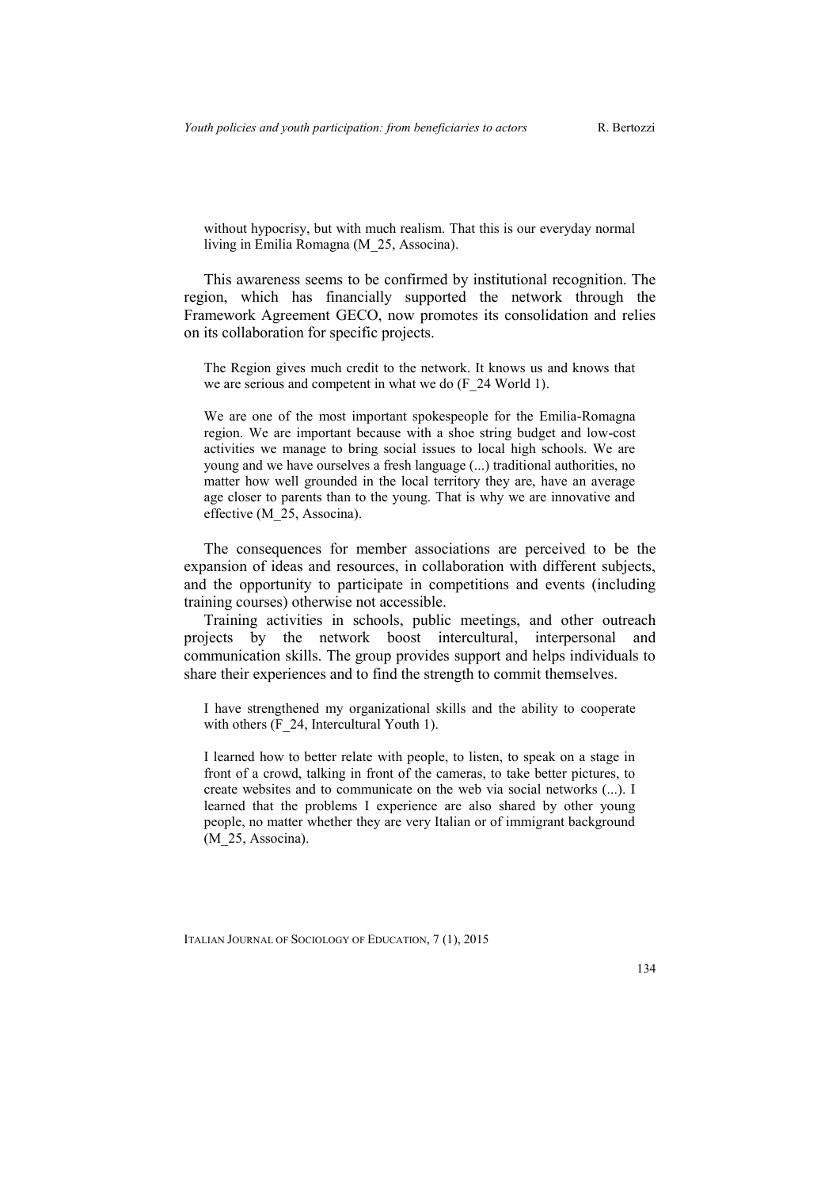> without hypocrisy, but with much realism. That this is our everyday normal living in Emilia Romagna (M_25, Associna).

This awareness seems to be confirmed by institutional recognition. The region, which has financially supported the network through the Framework Agreement GECO, now promotes its consolidation and relies on its collaboration for specific projects.

> The Region gives much credit to the network. It knows us and knows that we are serious and competent in what we do (F_24 World 1).

> We are one of the most important spokespeople for the Emilia-Romagna region. We are important because with a shoe string budget and low-cost activities we manage to bring social issues to local high schools. We are young and we have ourselves a fresh language (...) traditional authorities, no matter how well grounded in the local territory they are, have an average age closer to parents than to the young. That is why we are innovative and effective (M_25, Associna).

The consequences for member associations are perceived to be the expansion of ideas and resources, in collaboration with different subjects, and the opportunity to participate in competitions and events (including training courses) otherwise not accessible.

Training activities in schools, public meetings, and other outreach projects by the network boost intercultural, interpersonal and communication skills. The group provides support and helps individuals to share their experiences and to find the strength to commit themselves.

> I have strengthened my organizational skills and the ability to cooperate with others (F_24, Intercultural Youth 1).

> I learned how to better relate with people, to listen, to speak on a stage in front of a crowd, talking in front of the cameras, to take better pictures, to create websites and to communicate on the web via social networks (...). I learned that the problems I experience are also shared by other young people, no matter whether they are very Italian or of immigrant background (M_25, Associna).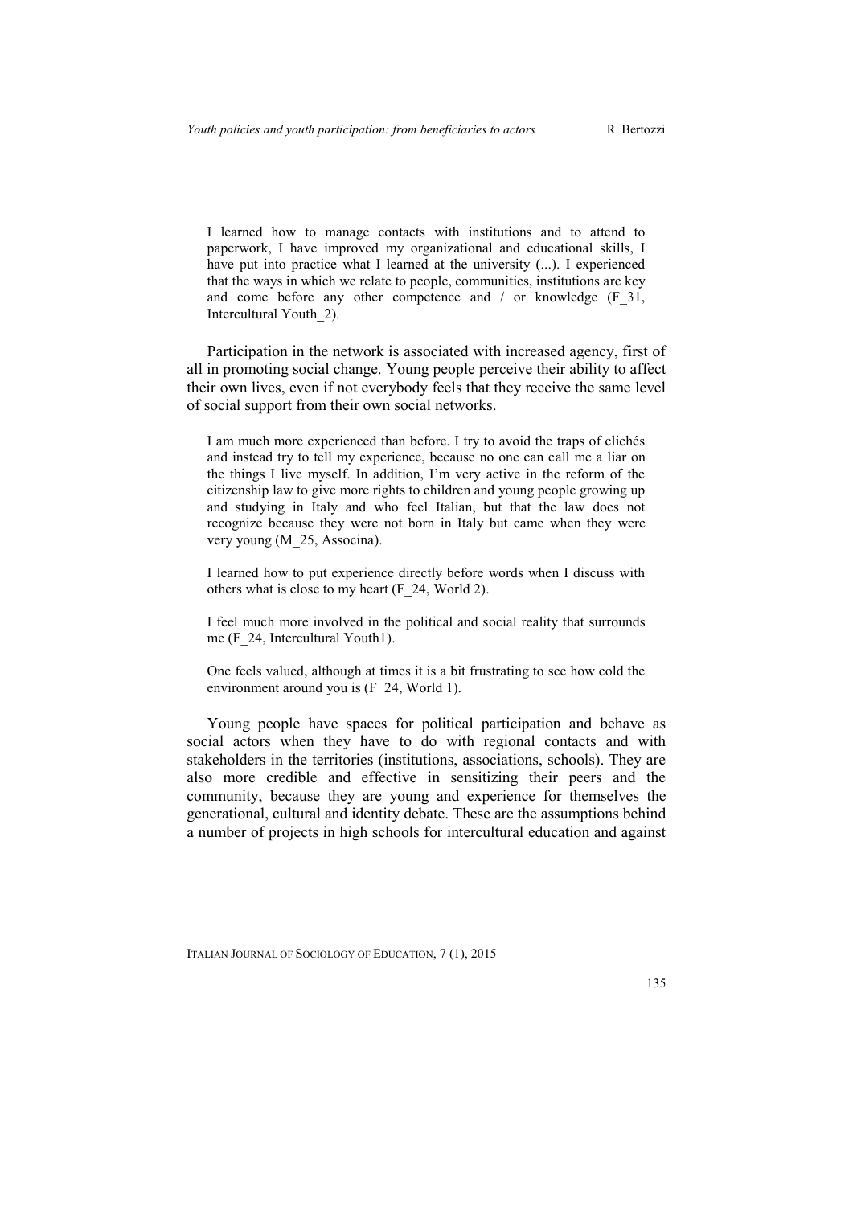> I learned how to manage contacts with institutions and to attend to paperwork, I have improved my organizational and educational skills, I have put into practice what I learned at the university (...). I experienced that the ways in which we relate to people, communities, institutions are key and come before any other competence and / or knowledge (F_31, Intercultural Youth_2).

Participation in the network is associated with increased agency, first of all in promoting social change. Young people perceive their ability to affect their own lives, even if not everybody feels that they receive the same level of social support from their own social networks.

> I am much more experienced than before. I try to avoid the traps of clichés and instead try to tell my experience, because no one can call me a liar on the things I live myself. In addition, I'm very active in the reform of the citizenship law to give more rights to children and young people growing up and studying in Italy and who feel Italian, but that the law does not recognize because they were not born in Italy but came when they were very young (M_25, Associna).

> I learned how to put experience directly before words when I discuss with others what is close to my heart (F_24, World 2).

> I feel much more involved in the political and social reality that surrounds me (F_24, Intercultural Youth1).

> One feels valued, although at times it is a bit frustrating to see how cold the environment around you is (F_24, World 1).

Young people have spaces for political participation and behave as social actors when they have to do with regional contacts and with stakeholders in the territories (institutions, associations, schools). They are also more credible and effective in sensitizing their peers and the community, because they are young and experience for themselves the generational, cultural and identity debate. These are the assumptions behind a number of projects in high schools for intercultural education and against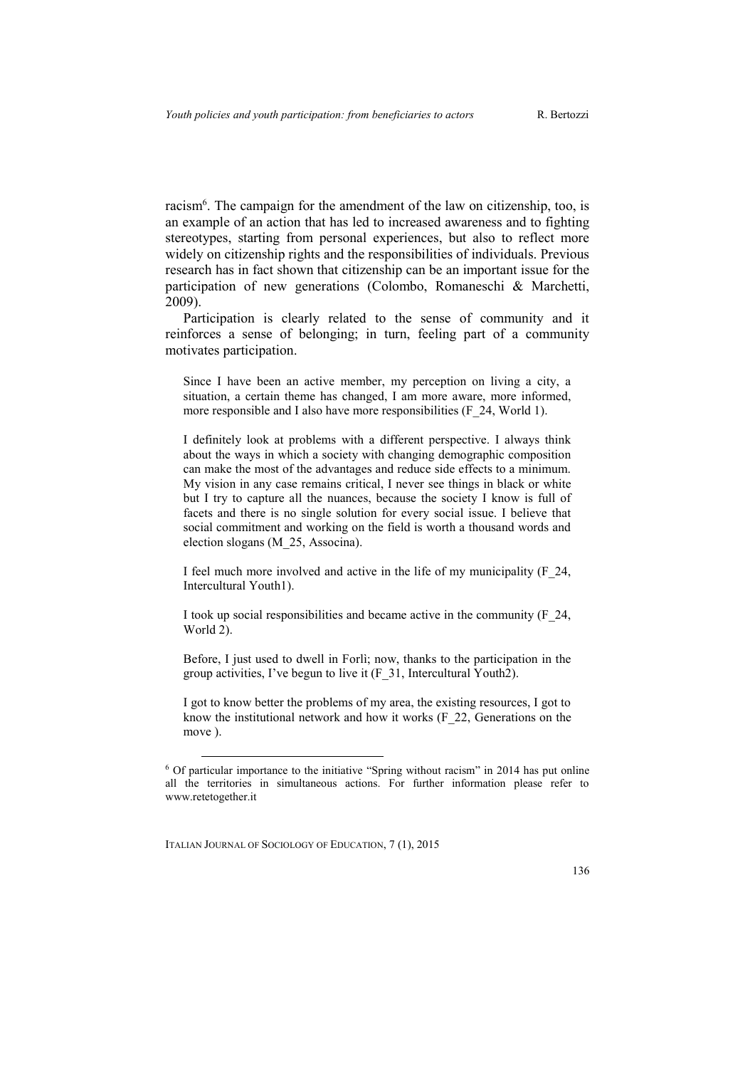racism[6]. The campaign for the amendment of the law on citizenship, too, is an example of an action that has led to increased awareness and to fighting stereotypes, starting from personal experiences, but also to reflect more widely on citizenship rights and the responsibilities of individuals. Previous research has in fact shown that citizenship can be an important issue for the participation of new generations (Colombo, Romaneschi & Marchetti, 2009).

Participation is clearly related to the sense of community and it reinforces a sense of belonging; in turn, feeling part of a community motivates participation.

> Since I have been an active member, my perception on living a city, a situation, a certain theme has changed, I am more aware, more informed, more responsible and I also have more responsibilities (F_24, World 1).

> I definitely look at problems with a different perspective. I always think about the ways in which a society with changing demographic composition can make the most of the advantages and reduce side effects to a minimum. My vision in any case remains critical, I never see things in black or white but I try to capture all the nuances, because the society I know is full of facets and there is no single solution for every social issue. I believe that social commitment and working on the field is worth a thousand words and election slogans (M_25, Associna).

> I feel much more involved and active in the life of my municipality (F_24, Intercultural Youth1).

> I took up social responsibilities and became active in the community (F_24, World 2).

> Before, I just used to dwell in Forlì; now, thanks to the participation in the group activities, I've begun to live it (F_31, Intercultural Youth2).

> I got to know better the problems of my area, the existing resources, I got to know the institutional network and how it works (F_22, Generations on the move ).

[6] Of particular importance to the initiative "Spring without racism" in 2014 has put online all the territories in simultaneous actions. For further information please refer to www.retetogether.it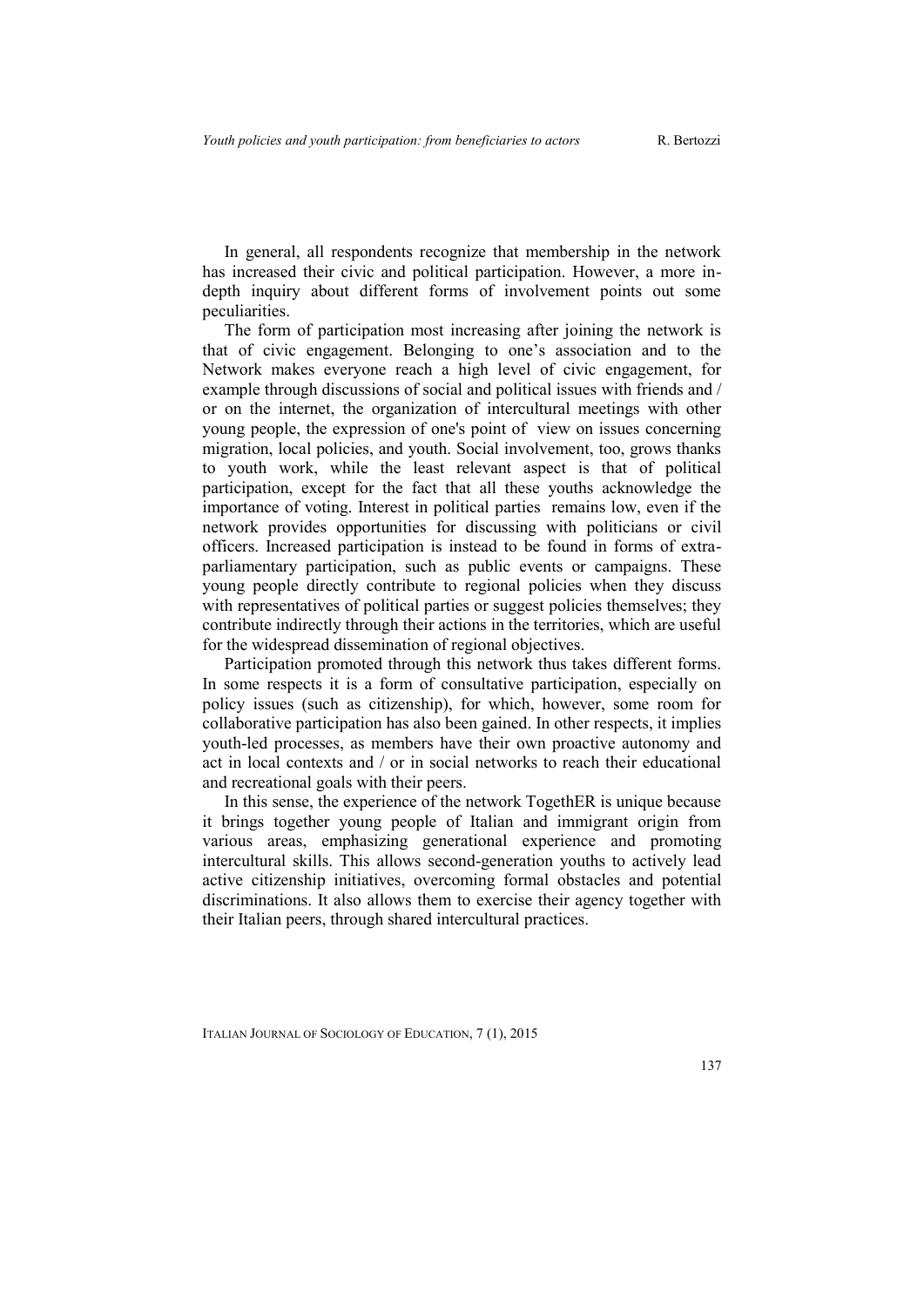In general, all respondents recognize that membership in the network has increased their civic and political participation. However, a more in-depth inquiry about different forms of involvement points out some peculiarities.

The form of participation most increasing after joining the network is that of civic engagement. Belonging to one's association and to the Network makes everyone reach a high level of civic engagement, for example through discussions of social and political issues with friends and / or on the internet, the organization of intercultural meetings with other young people, the expression of one's point of view on issues concerning migration, local policies, and youth. Social involvement, too, grows thanks to youth work, while the least relevant aspect is that of political participation, except for the fact that all these youths acknowledge the importance of voting. Interest in political parties remains low, even if the network provides opportunities for discussing with politicians or civil officers. Increased participation is instead to be found in forms of extra-parliamentary participation, such as public events or campaigns. These young people directly contribute to regional policies when they discuss with representatives of political parties or suggest policies themselves; they contribute indirectly through their actions in the territories, which are useful for the widespread dissemination of regional objectives.

Participation promoted through this network thus takes different forms. In some respects it is a form of consultative participation, especially on policy issues (such as citizenship), for which, however, some room for collaborative participation has also been gained. In other respects, it implies youth-led processes, as members have their own proactive autonomy and act in local contexts and / or in social networks to reach their educational and recreational goals with their peers.

In this sense, the experience of the network TogethER is unique because it brings together young people of Italian and immigrant origin from various areas, emphasizing generational experience and promoting intercultural skills. This allows second-generation youths to actively lead active citizenship initiatives, overcoming formal obstacles and potential discriminations. It also allows them to exercise their agency together with their Italian peers, through shared intercultural practices.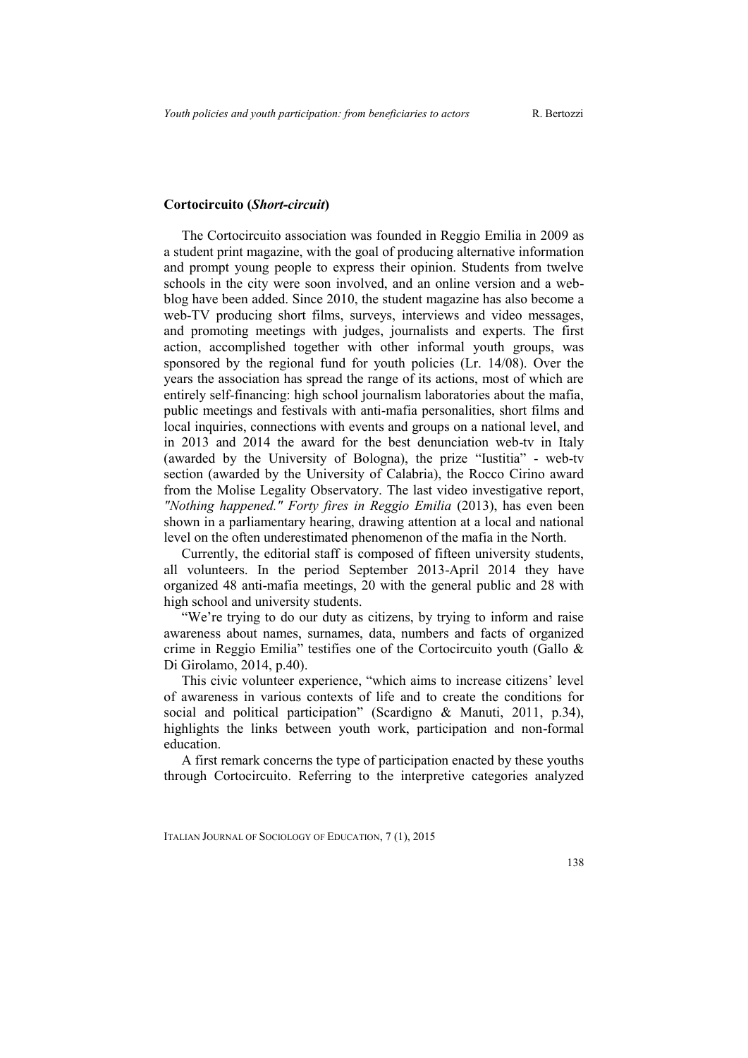### Cortocircuito (*Short-circuit*)

The Cortocircuito association was founded in Reggio Emilia in 2009 as a student print magazine, with the goal of producing alternative information and prompt young people to express their opinion. Students from twelve schools in the city were soon involved, and an online version and a web-blog have been added. Since 2010, the student magazine has also become a web-TV producing short films, surveys, interviews and video messages, and promoting meetings with judges, journalists and experts. The first action, accomplished together with other informal youth groups, was sponsored by the regional fund for youth policies (Lr. 14/08). Over the years the association has spread the range of its actions, most of which are entirely self-financing: high school journalism laboratories about the mafia, public meetings and festivals with anti-mafia personalities, short films and local inquiries, connections with events and groups on a national level, and in 2013 and 2014 the award for the best denunciation web-tv in Italy (awarded by the University of Bologna), the prize "Iustitia" - web-tv section (awarded by the University of Calabria), the Rocco Cirino award from the Molise Legality Observatory. The last video investigative report, *"Nothing happened." Forty fires in Reggio Emilia* (2013), has even been shown in a parliamentary hearing, drawing attention at a local and national level on the often underestimated phenomenon of the mafia in the North.

Currently, the editorial staff is composed of fifteen university students, all volunteers. In the period September 2013-April 2014 they have organized 48 anti-mafia meetings, 20 with the general public and 28 with high school and university students.

"We're trying to do our duty as citizens, by trying to inform and raise awareness about names, surnames, data, numbers and facts of organized crime in Reggio Emilia" testifies one of the Cortocircuito youth (Gallo & Di Girolamo, 2014, p.40).

This civic volunteer experience, "which aims to increase citizens' level of awareness in various contexts of life and to create the conditions for social and political participation" (Scardigno & Manuti, 2011, p.34), highlights the links between youth work, participation and non-formal education.

A first remark concerns the type of participation enacted by these youths through Cortocircuito. Referring to the interpretive categories analyzed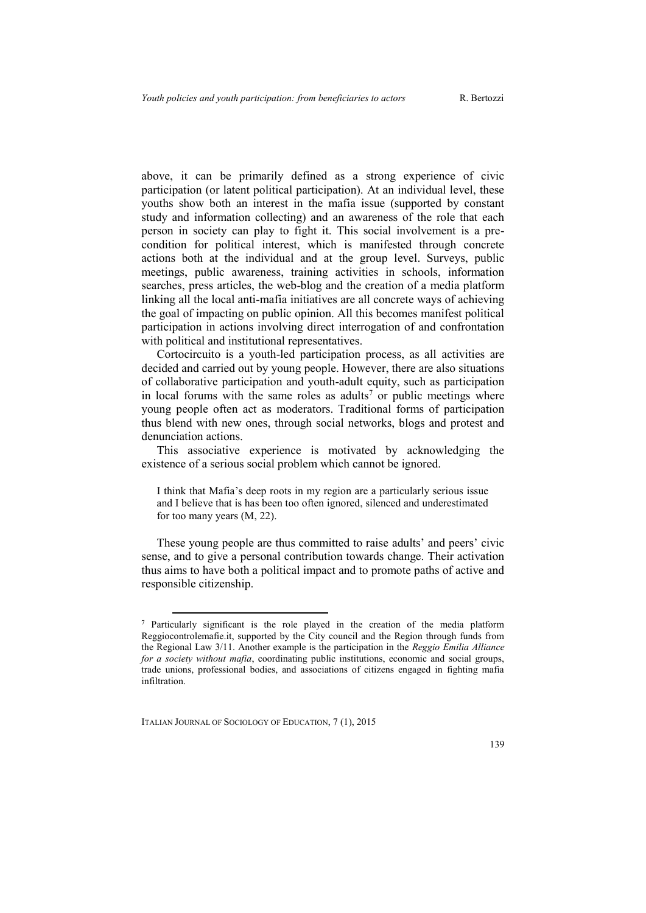above, it can be primarily defined as a strong experience of civic participation (or latent political participation). At an individual level, these youths show both an interest in the mafia issue (supported by constant study and information collecting) and an awareness of the role that each person in society can play to fight it. This social involvement is a pre-condition for political interest, which is manifested through concrete actions both at the individual and at the group level. Surveys, public meetings, public awareness, training activities in schools, information searches, press articles, the web-blog and the creation of a media platform linking all the local anti-mafia initiatives are all concrete ways of achieving the goal of impacting on public opinion. All this becomes manifest political participation in actions involving direct interrogation of and confrontation with political and institutional representatives.

Cortocircuito is a youth-led participation process, as all activities are decided and carried out by young people. However, there are also situations of collaborative participation and youth-adult equity, such as participation in local forums with the same roles as adults[7] or public meetings where young people often act as moderators. Traditional forms of participation thus blend with new ones, through social networks, blogs and protest and denunciation actions.

This associative experience is motivated by acknowledging the existence of a serious social problem which cannot be ignored.

> I think that Mafia's deep roots in my region are a particularly serious issue and I believe that is has been too often ignored, silenced and underestimated for too many years (M, 22).

These young people are thus committed to raise adults' and peers' civic sense, and to give a personal contribution towards change. Their activation thus aims to have both a political impact and to promote paths of active and responsible citizenship.

---

[7] Particularly significant is the role played in the creation of the media platform Reggiocontrolemafie.it, supported by the City council and the Region through funds from the Regional Law 3/11. Another example is the participation in the *Reggio Emilia Alliance for a society without mafia*, coordinating public institutions, economic and social groups, trade unions, professional bodies, and associations of citizens engaged in fighting mafia infiltration.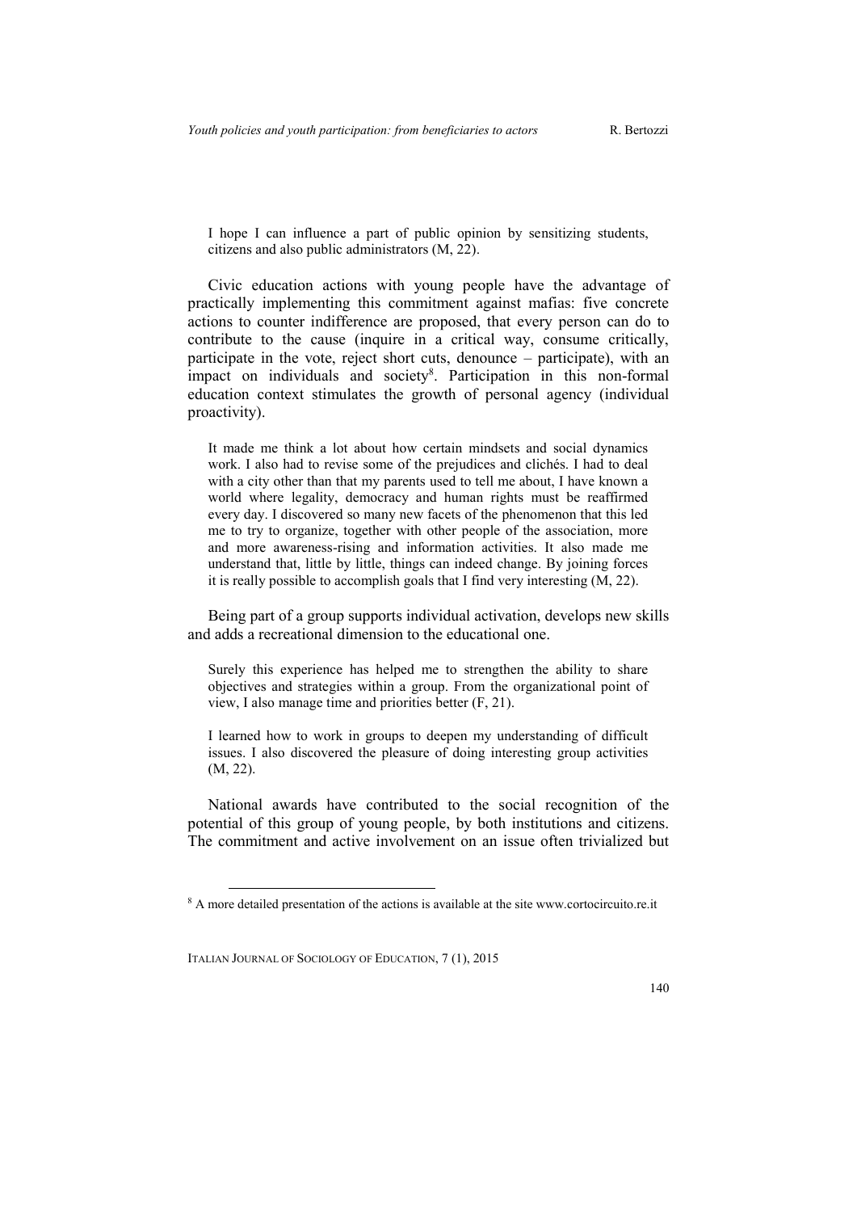> I hope I can influence a part of public opinion by sensitizing students, citizens and also public administrators (M, 22).

Civic education actions with young people have the advantage of practically implementing this commitment against mafias: five concrete actions to counter indifference are proposed, that every person can do to contribute to the cause (inquire in a critical way, consume critically, participate in the vote, reject short cuts, denounce – participate), with an impact on individuals and society[8]. Participation in this non-formal education context stimulates the growth of personal agency (individual proactivity).

> It made me think a lot about how certain mindsets and social dynamics work. I also had to revise some of the prejudices and clichés. I had to deal with a city other than that my parents used to tell me about, I have known a world where legality, democracy and human rights must be reaffirmed every day. I discovered so many new facets of the phenomenon that this led me to try to organize, together with other people of the association, more and more awareness-rising and information activities. It also made me understand that, little by little, things can indeed change. By joining forces it is really possible to accomplish goals that I find very interesting (M, 22).

Being part of a group supports individual activation, develops new skills and adds a recreational dimension to the educational one.

> Surely this experience has helped me to strengthen the ability to share objectives and strategies within a group. From the organizational point of view, I also manage time and priorities better (F, 21).

> I learned how to work in groups to deepen my understanding of difficult issues. I also discovered the pleasure of doing interesting group activities (M, 22).

National awards have contributed to the social recognition of the potential of this group of young people, by both institutions and citizens. The commitment and active involvement on an issue often trivialized but

[8] A more detailed presentation of the actions is available at the site www.cortocircuito.re.it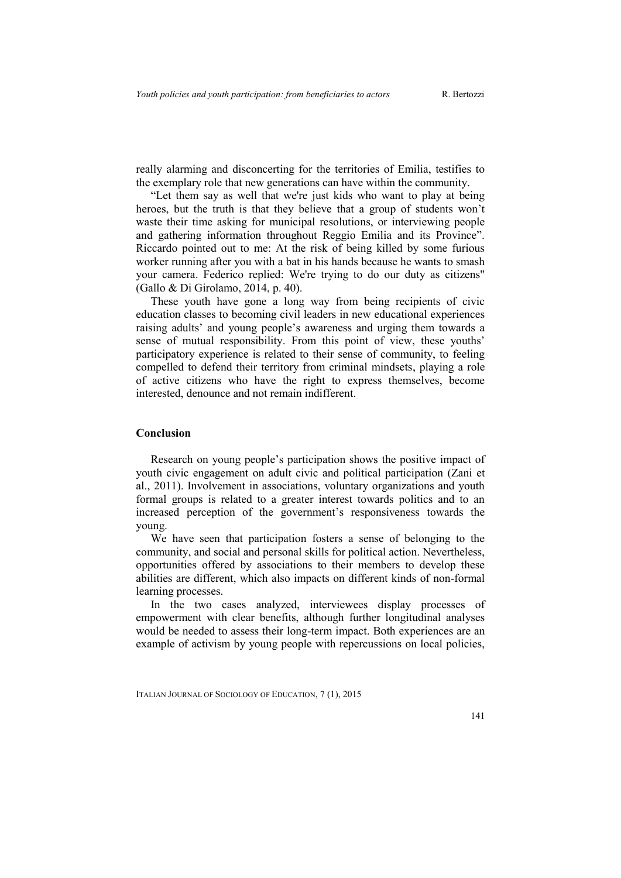really alarming and disconcerting for the territories of Emilia, testifies to the exemplary role that new generations can have within the community.

"Let them say as well that we're just kids who want to play at being heroes, but the truth is that they believe that a group of students won't waste their time asking for municipal resolutions, or interviewing people and gathering information throughout Reggio Emilia and its Province". Riccardo pointed out to me: At the risk of being killed by some furious worker running after you with a bat in his hands because he wants to smash your camera. Federico replied: We're trying to do our duty as citizens" (Gallo & Di Girolamo, 2014, p. 40).

These youth have gone a long way from being recipients of civic education classes to becoming civil leaders in new educational experiences raising adults' and young people's awareness and urging them towards a sense of mutual responsibility. From this point of view, these youths' participatory experience is related to their sense of community, to feeling compelled to defend their territory from criminal mindsets, playing a role of active citizens who have the right to express themselves, become interested, denounce and not remain indifferent.

## Conclusion

Research on young people's participation shows the positive impact of youth civic engagement on adult civic and political participation (Zani et al., 2011). Involvement in associations, voluntary organizations and youth formal groups is related to a greater interest towards politics and to an increased perception of the government's responsiveness towards the young.

We have seen that participation fosters a sense of belonging to the community, and social and personal skills for political action. Nevertheless, opportunities offered by associations to their members to develop these abilities are different, which also impacts on different kinds of non-formal learning processes.

In the two cases analyzed, interviewees display processes of empowerment with clear benefits, although further longitudinal analyses would be needed to assess their long-term impact. Both experiences are an example of activism by young people with repercussions on local policies,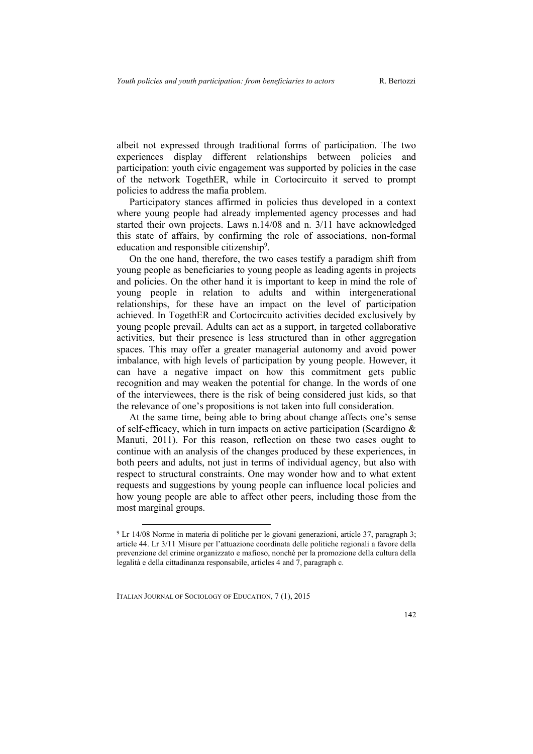albeit not expressed through traditional forms of participation. The two experiences display different relationships between policies and participation: youth civic engagement was supported by policies in the case of the network TogethER, while in Cortocircuito it served to prompt policies to address the mafia problem.

Participatory stances affirmed in policies thus developed in a context where young people had already implemented agency processes and had started their own projects. Laws n.14/08 and n. 3/11 have acknowledged this state of affairs, by confirming the role of associations, non-formal education and responsible citizenship[9].

On the one hand, therefore, the two cases testify a paradigm shift from young people as beneficiaries to young people as leading agents in projects and policies. On the other hand it is important to keep in mind the role of young people in relation to adults and within intergenerational relationships, for these have an impact on the level of participation achieved. In TogethER and Cortocircuito activities decided exclusively by young people prevail. Adults can act as a support, in targeted collaborative activities, but their presence is less structured than in other aggregation spaces. This may offer a greater managerial autonomy and avoid power imbalance, with high levels of participation by young people. However, it can have a negative impact on how this commitment gets public recognition and may weaken the potential for change. In the words of one of the interviewees, there is the risk of being considered just kids, so that the relevance of one's propositions is not taken into full consideration.

At the same time, being able to bring about change affects one's sense of self-efficacy, which in turn impacts on active participation (Scardigno & Manuti, 2011). For this reason, reflection on these two cases ought to continue with an analysis of the changes produced by these experiences, in both peers and adults, not just in terms of individual agency, but also with respect to structural constraints. One may wonder how and to what extent requests and suggestions by young people can influence local policies and how young people are able to affect other peers, including those from the most marginal groups.

[9] Lr 14/08 Norme in materia di politiche per le giovani generazioni, article 37, paragraph 3; article 44. Lr 3/11 Misure per l'attuazione coordinata delle politiche regionali a favore della prevenzione del crimine organizzato e mafioso, nonché per la promozione della cultura della legalità e della cittadinanza responsabile, articles 4 and 7, paragraph c.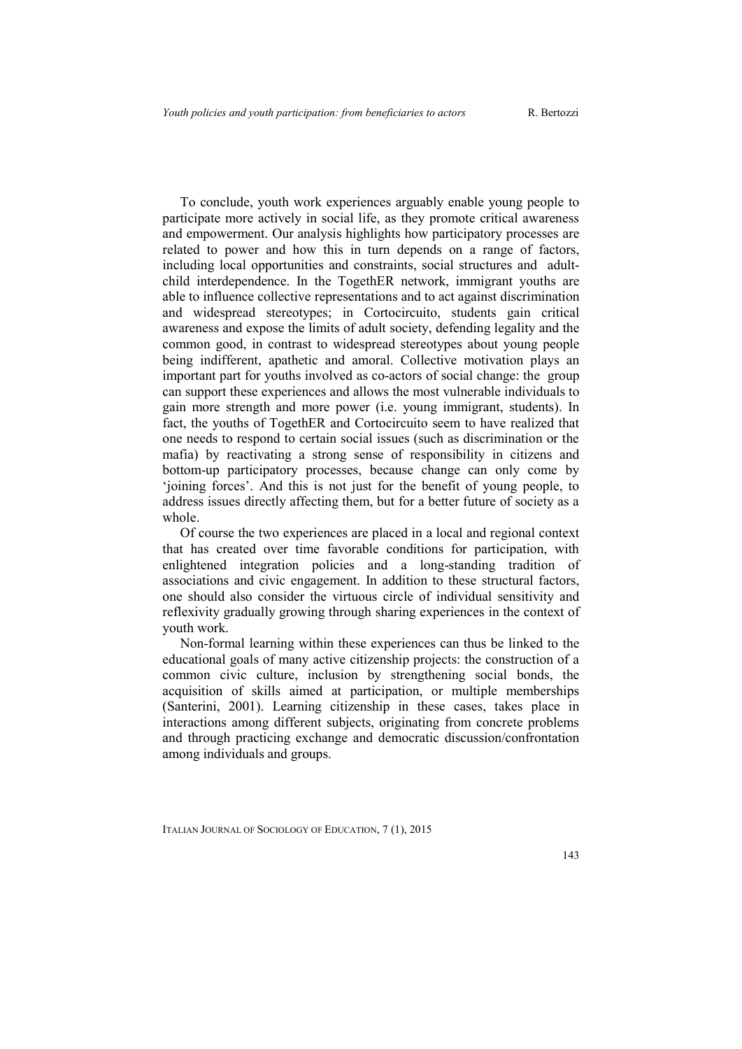To conclude, youth work experiences arguably enable young people to participate more actively in social life, as they promote critical awareness and empowerment. Our analysis highlights how participatory processes are related to power and how this in turn depends on a range of factors, including local opportunities and constraints, social structures and adult-child interdependence. In the TogethER network, immigrant youths are able to influence collective representations and to act against discrimination and widespread stereotypes; in Cortocircuito, students gain critical awareness and expose the limits of adult society, defending legality and the common good, in contrast to widespread stereotypes about young people being indifferent, apathetic and amoral. Collective motivation plays an important part for youths involved as co-actors of social change: the group can support these experiences and allows the most vulnerable individuals to gain more strength and more power (i.e. young immigrant, students). In fact, the youths of TogethER and Cortocircuito seem to have realized that one needs to respond to certain social issues (such as discrimination or the mafia) by reactivating a strong sense of responsibility in citizens and bottom-up participatory processes, because change can only come by 'joining forces'. And this is not just for the benefit of young people, to address issues directly affecting them, but for a better future of society as a whole.

Of course the two experiences are placed in a local and regional context that has created over time favorable conditions for participation, with enlightened integration policies and a long-standing tradition of associations and civic engagement. In addition to these structural factors, one should also consider the virtuous circle of individual sensitivity and reflexivity gradually growing through sharing experiences in the context of youth work.

Non-formal learning within these experiences can thus be linked to the educational goals of many active citizenship projects: the construction of a common civic culture, inclusion by strengthening social bonds, the acquisition of skills aimed at participation, or multiple memberships (Santerini, 2001). Learning citizenship in these cases, takes place in interactions among different subjects, originating from concrete problems and through practicing exchange and democratic discussion/confrontation among individuals and groups.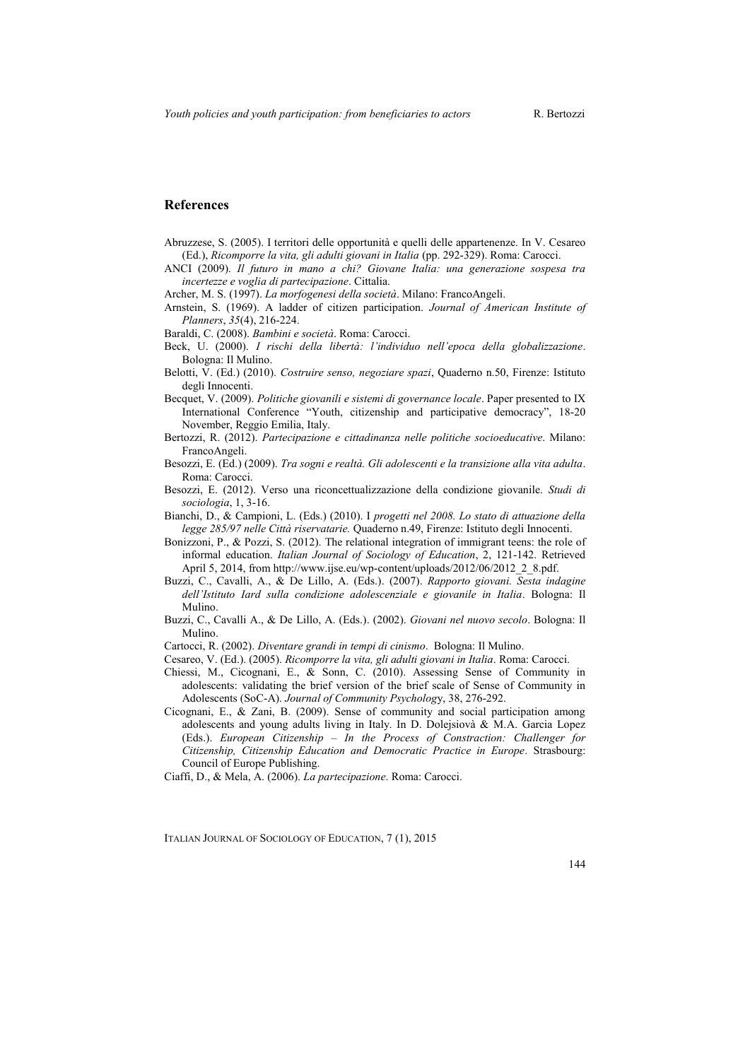## References

Abruzzese, S. (2005). I territori delle opportunità e quelli delle appartenenze. In V. Cesareo (Ed.), *Ricomporre la vita, gli adulti giovani in Italia* (pp. 292-329). Roma: Carocci.

ANCI (2009). *Il futuro in mano a chi? Giovane Italia: una generazione sospesa tra incertezze e voglia di partecipazione*. Cittalia.

Archer, M. S. (1997). *La morfogenesi della società*. Milano: FrancoAngeli.

Arnstein, S. (1969). A ladder of citizen participation. *Journal of American Institute of Planners*, *35*(4), 216-224.

Baraldi, C. (2008). *Bambini e società*. Roma: Carocci.

Beck, U. (2000). *I rischi della libertà: l'individuo nell'epoca della globalizzazione*. Bologna: Il Mulino.

Belotti, V. (Ed.) (2010). *Costruire senso, negoziare spazi*, Quaderno n.50, Firenze: Istituto degli Innocenti.

Becquet, V. (2009). *Politiche giovanili e sistemi di governance locale*. Paper presented to IX International Conference "Youth, citizenship and participative democracy", 18-20 November, Reggio Emilia, Italy.

Bertozzi, R. (2012). *Partecipazione e cittadinanza nelle politiche socioeducative*. Milano: FrancoAngeli.

Besozzi, E. (Ed.) (2009). *Tra sogni e realtà. Gli adolescenti e la transizione alla vita adulta*. Roma: Carocci.

Besozzi, E. (2012). Verso una riconcettualizzazione della condizione giovanile. *Studi di sociologia*, 1, 3-16.

Bianchi, D., & Campioni, L. (Eds.) (2010). I *progetti nel 2008. Lo stato di attuazione della legge 285/97 nelle Città riservatarie.* Quaderno n.49, Firenze: Istituto degli Innocenti.

Bonizzoni, P., & Pozzi, S. (2012). The relational integration of immigrant teens: the role of informal education. *Italian Journal of Sociology of Education*, 2, 121-142. Retrieved April 5, 2014, from http://www.ijse.eu/wp-content/uploads/2012/06/2012_2_8.pdf.

Buzzi, C., Cavalli, A., & De Lillo, A. (Eds.). (2007). *Rapporto giovani. Sesta indagine dell'Istituto Iard sulla condizione adolescenziale e giovanile in Italia*. Bologna: Il Mulino.

Buzzi, C., Cavalli A., & De Lillo, A. (Eds.). (2002). *Giovani nel nuovo secolo*. Bologna: Il Mulino.

Cartocci, R. (2002). *Diventare grandi in tempi di cinismo*. Bologna: Il Mulino.

Cesareo, V. (Ed.). (2005). *Ricomporre la vita, gli adulti giovani in Italia*. Roma: Carocci.

Chiessi, M., Cicognani, E., & Sonn, C. (2010). Assessing Sense of Community in adolescents: validating the brief version of the brief scale of Sense of Community in Adolescents (SoC-A). *Journal of Community Psychology*, 38, 276-292.

Cicognani, E., & Zani, B. (2009). Sense of community and social participation among adolescents and young adults living in Italy. In D. Dolejsiovà & M.A. Garcia Lopez (Eds.). *European Citizenship – In the Process of Constraction: Challenger for Citizenship, Citizenship Education and Democratic Practice in Europe*. Strasbourg: Council of Europe Publishing.

Ciaffi, D., & Mela, A. (2006). *La partecipazione*. Roma: Carocci.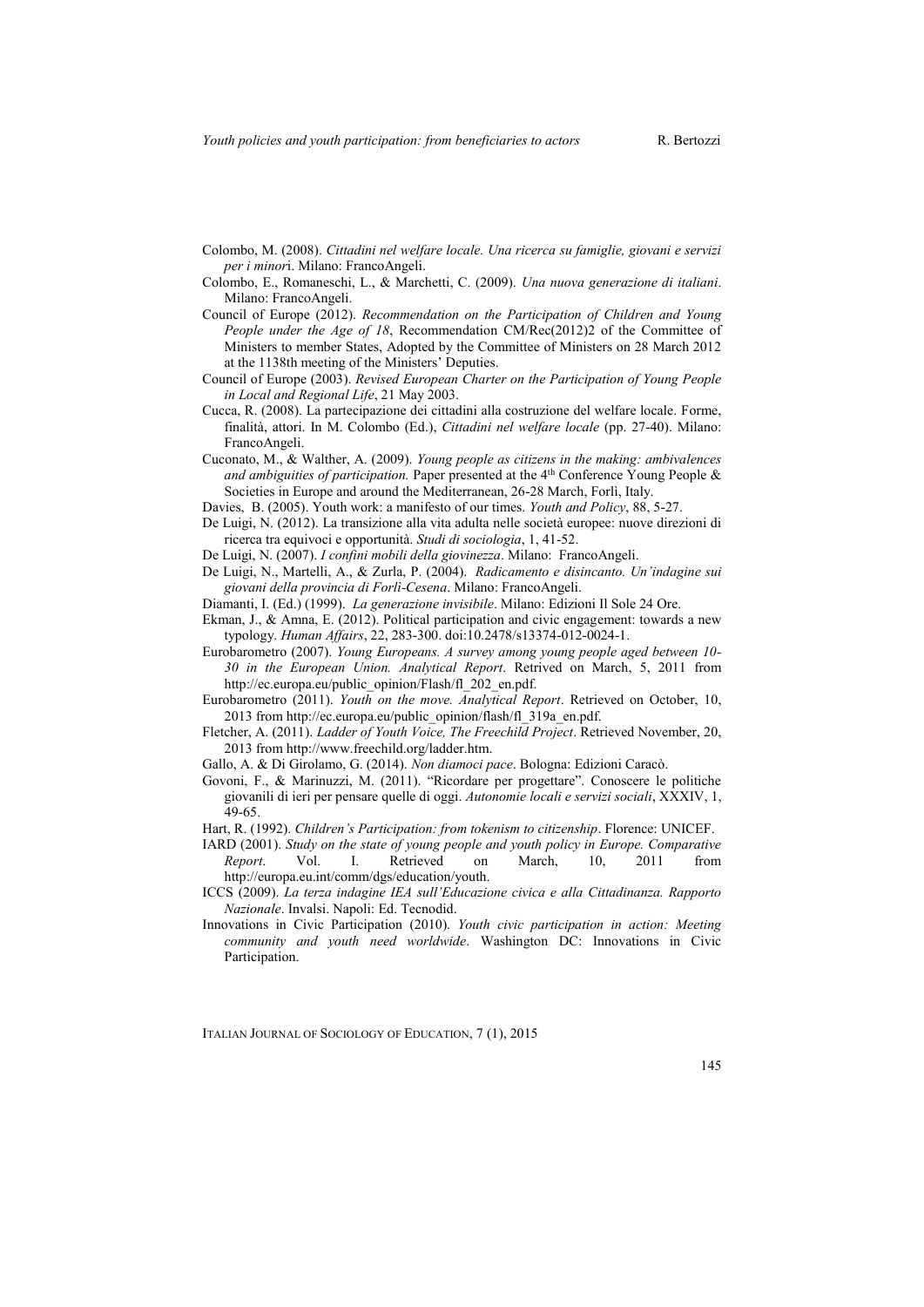Colombo, M. (2008). *Cittadini nel welfare locale. Una ricerca su famiglie, giovani e servizi per i minori*. Milano: FrancoAngeli.

Colombo, E., Romaneschi, L., & Marchetti, C. (2009). *Una nuova generazione di italiani*. Milano: FrancoAngeli.

Council of Europe (2012). *Recommendation on the Participation of Children and Young People under the Age of 18*, Recommendation CM/Rec(2012)2 of the Committee of Ministers to member States, Adopted by the Committee of Ministers on 28 March 2012 at the 1138th meeting of the Ministers' Deputies.

Council of Europe (2003). *Revised European Charter on the Participation of Young People in Local and Regional Life*, 21 May 2003.

Cucca, R. (2008). La partecipazione dei cittadini alla costruzione del welfare locale. Forme, finalità, attori. In M. Colombo (Ed.), *Cittadini nel welfare locale* (pp. 27-40). Milano: FrancoAngeli.

Cuconato, M., & Walther, A. (2009). *Young people as citizens in the making: ambivalences and ambiguities of participation.* Paper presented at the 4th Conference Young People & Societies in Europe and around the Mediterranean, 26-28 March, Forlì, Italy.

Davies, B. (2005). Youth work: a manifesto of our times. *Youth and Policy*, 88, 5-27.

De Luigi, N. (2012). La transizione alla vita adulta nelle società europee: nuove direzioni di ricerca tra equivoci e opportunità. *Studi di sociologia*, 1, 41-52.

De Luigi, N. (2007). *I confini mobili della giovinezza*. Milano: FrancoAngeli.

De Luigi, N., Martelli, A., & Zurla, P. (2004). *Radicamento e disincanto. Un'indagine sui giovani della provincia di Forlì-Cesena*. Milano: FrancoAngeli.

Diamanti, I. (Ed.) (1999). *La generazione invisibile*. Milano: Edizioni Il Sole 24 Ore.

Ekman, J., & Amna, E. (2012). Political participation and civic engagement: towards a new typology. *Human Affairs*, 22, 283-300. doi:10.2478/s13374-012-0024-1.

Eurobarometro (2007). *Young Europeans. A survey among young people aged between 10-30 in the European Union. Analytical Report*. Retrived on March, 5, 2011 from http://ec.europa.eu/public_opinion/Flash/fl_202_en.pdf.

Eurobarometro (2011). *Youth on the move. Analytical Report*. Retrieved on October, 10, 2013 from http://ec.europa.eu/public_opinion/flash/fl_319a_en.pdf.

Fletcher, A. (2011). *Ladder of Youth Voice, The Freechild Project*. Retrieved November, 20, 2013 from http://www.freechild.org/ladder.htm.

Gallo, A. & Di Girolamo, G. (2014). *Non diamoci pace*. Bologna: Edizioni Caracò.

Govoni, F., & Marinuzzi, M. (2011). "Ricordare per progettare". Conoscere le politiche giovanili di ieri per pensare quelle di oggi. *Autonomie locali e servizi sociali*, XXXIV, 1, 49-65.

Hart, R. (1992). *Children's Participation: from tokenism to citizenship*. Florence: UNICEF.

IARD (2001). *Study on the state of young people and youth policy in Europe. Comparative Report*. Vol. I. Retrieved on March, 10, 2011 from http://europa.eu.int/comm/dgs/education/youth.

ICCS (2009). *La terza indagine IEA sull'Educazione civica e alla Cittadinanza. Rapporto Nazionale*. Invalsi. Napoli: Ed. Tecnodid.

Innovations in Civic Participation (2010). *Youth civic participation in action: Meeting community and youth need worldwide*. Washington DC: Innovations in Civic Participation.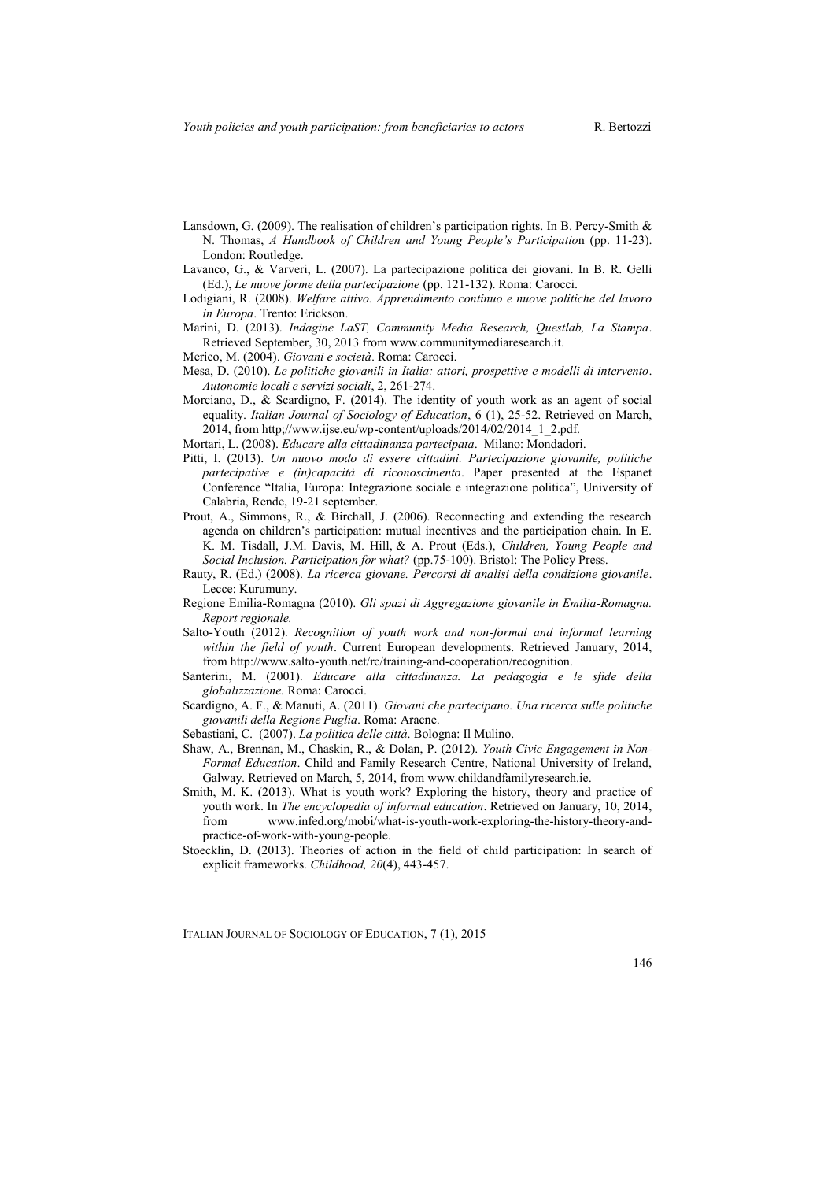Lansdown, G. (2009). The realisation of children's participation rights. In B. Percy-Smith & N. Thomas, *A Handbook of Children and Young People's Participatio*n (pp. 11-23). London: Routledge.

Lavanco, G., & Varveri, L. (2007). La partecipazione politica dei giovani. In B. R. Gelli (Ed.), *Le nuove forme della partecipazione* (pp. 121-132). Roma: Carocci.

Lodigiani, R. (2008). *Welfare attivo. Apprendimento continuo e nuove politiche del lavoro in Europa*. Trento: Erickson.

Marini, D. (2013). *Indagine LaST, Community Media Research, Questlab, La Stampa*. Retrieved September, 30, 2013 from www.communitymediaresearch.it.

Merico, M. (2004). *Giovani e società*. Roma: Carocci.

Mesa, D. (2010). *Le politiche giovanili in Italia: attori, prospettive e modelli di intervento*. *Autonomie locali e servizi sociali*, 2, 261-274.

Morciano, D., & Scardigno, F. (2014). The identity of youth work as an agent of social equality. *Italian Journal of Sociology of Education*, 6 (1), 25-52. Retrieved on March, 2014, from http;//www.ijse.eu/wp-content/uploads/2014/02/2014_1_2.pdf.

Mortari, L. (2008). *Educare alla cittadinanza partecipata*. Milano: Mondadori.

Pitti, I. (2013). *Un nuovo modo di essere cittadini. Partecipazione giovanile, politiche partecipative e (in)capacità di riconoscimento*. Paper presented at the Espanet Conference "Italia, Europa: Integrazione sociale e integrazione politica", University of Calabria, Rende, 19-21 september.

Prout, A., Simmons, R., & Birchall, J. (2006). Reconnecting and extending the research agenda on children's participation: mutual incentives and the participation chain. In E. K. M. Tisdall, J.M. Davis, M. Hill, & A. Prout (Eds.), *Children, Young People and Social Inclusion. Participation for what?* (pp.75-100). Bristol: The Policy Press.

Rauty, R. (Ed.) (2008). *La ricerca giovane. Percorsi di analisi della condizione giovanile*. Lecce: Kurumuny.

Regione Emilia-Romagna (2010). *Gli spazi di Aggregazione giovanile in Emilia-Romagna. Report regionale.*

Salto-Youth (2012). *Recognition of youth work and non-formal and informal learning within the field of youth*. Current European developments. Retrieved January, 2014, from http://www.salto-youth.net/rc/training-and-cooperation/recognition.

Santerini, M. (2001). *Educare alla cittadinanza. La pedagogia e le sfide della globalizzazione.* Roma: Carocci.

Scardigno, A. F., & Manuti, A. (2011). *Giovani che partecipano. Una ricerca sulle politiche giovanili della Regione Puglia*. Roma: Aracne.

Sebastiani, C. (2007). *La politica delle città*. Bologna: Il Mulino.

Shaw, A., Brennan, M., Chaskin, R., & Dolan, P. (2012). *Youth Civic Engagement in Non-Formal Education*. Child and Family Research Centre, National University of Ireland, Galway. Retrieved on March, 5, 2014, from www.childandfamilyresearch.ie.

Smith, M. K. (2013). What is youth work? Exploring the history, theory and practice of youth work. In *The encyclopedia of informal education*. Retrieved on January, 10, 2014, from www.infed.org/mobi/what-is-youth-work-exploring-the-history-theory-and-practice-of-work-with-young-people.

Stoecklin, D. (2013). Theories of action in the field of child participation: In search of explicit frameworks. *Childhood, 20*(4), 443-457.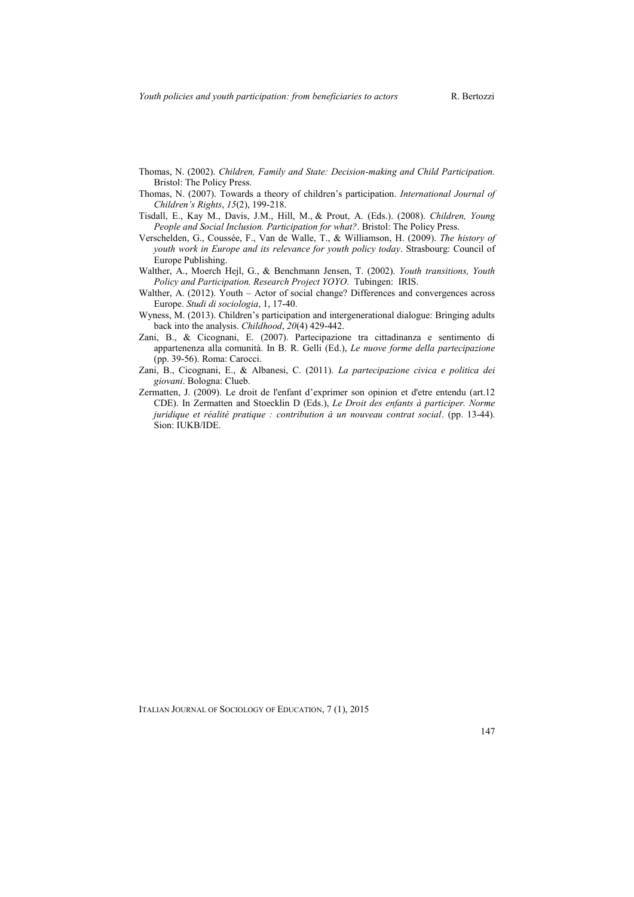Thomas, N. (2002). *Children, Family and State: Decision-making and Child Participation.* Bristol: The Policy Press.

Thomas, N. (2007). Towards a theory of children's participation. *International Journal of Children's Rights*, *15*(2), 199-218.

Tisdall, E., Kay M., Davis, J.M., Hill, M., & Prout, A. (Eds.). (2008). *Children, Young People and Social Inclusion. Participation for what?*. Bristol: The Policy Press.

Verschelden, G., Coussée, F., Van de Walle, T., & Williamson, H. (2009). *The history of youth work in Europe and its relevance for youth policy today*. Strasbourg: Council of Europe Publishing.

Walther, A., Moerch Hejl, G., & Benchmann Jensen, T. (2002). *Youth transitions, Youth Policy and Participation. Research Project YOYO*. Tubingen: IRIS.

Walther, A. (2012). Youth – Actor of social change? Differences and convergences across Europe. *Studi di sociologia*, 1, 17-40.

Wyness, M. (2013). Children's participation and intergenerational dialogue: Bringing adults back into the analysis. *Childhood*, *20*(4) 429-442.

Zani, B., & Cicognani, E. (2007). Partecipazione tra cittadinanza e sentimento di appartenenza alla comunità. In B. R. Gelli (Ed.), *Le nuove forme della partecipazione* (pp. 39-56). Roma: Carocci.

Zani, B., Cicognani, E., & Albanesi, C. (2011). *La partecipazione civica e politica dei giovani*. Bologna: Clueb.

Zermatten, J. (2009). Le droit de l'enfant d'exprimer son opinion et d'etre entendu (art.12 CDE). In Zermatten and Stoecklin D (Eds.), *Le Droit des enfants à participer. Norme juridique et réalité pratique : contribution à un nouveau contrat social*. (pp. 13-44). Sion: IUKB/IDE.